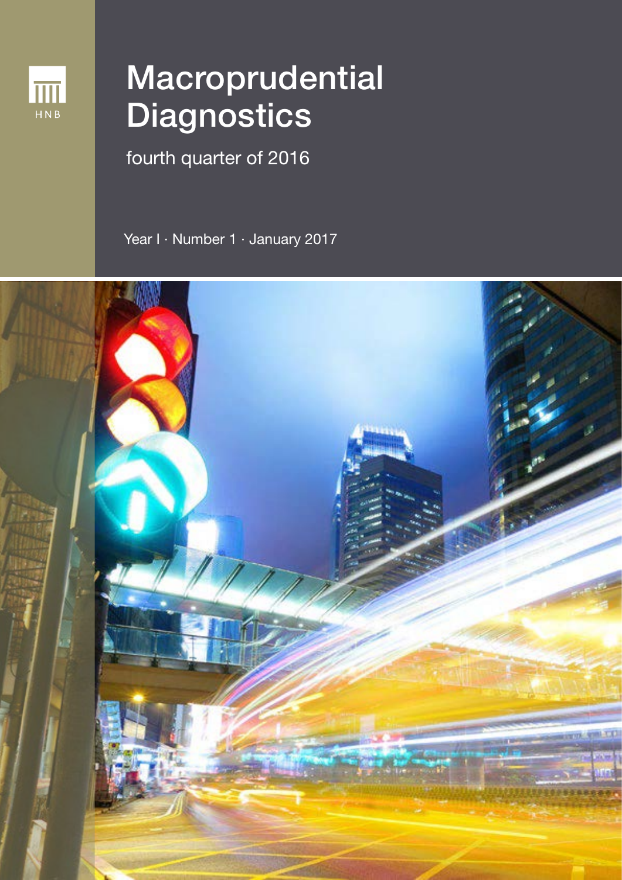HNB

# Macroprudential Diagnostics

fourth quarter of 2016

Year I · Number 1 · January 2017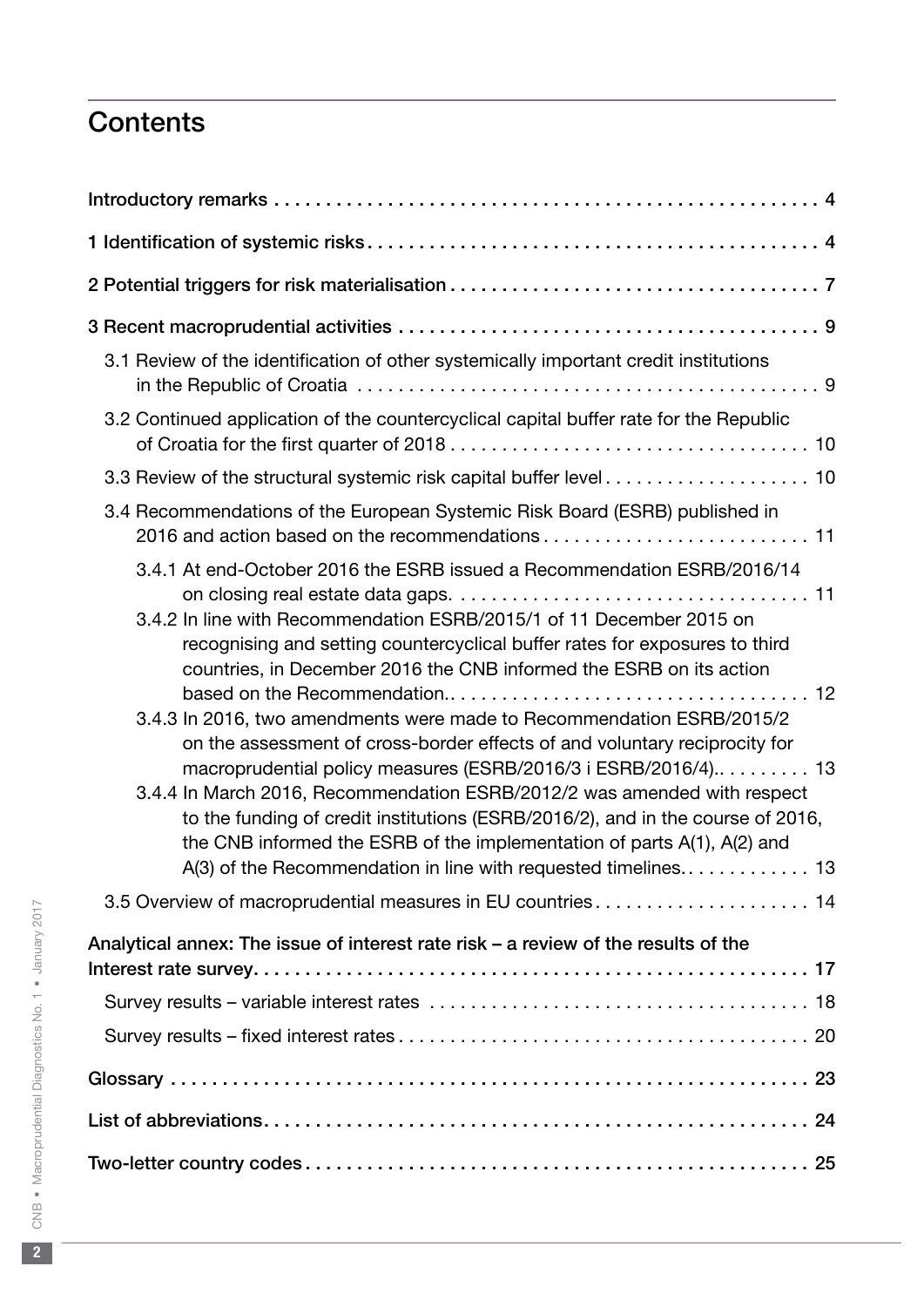# Contents

Introductory remarks . . . . . . . . . . 4

1 Identification of systemic risks . . . . . . . . . . 4

2 Potential triggers for risk materialisation . . . . . . . . . . 7

3 Recent macroprudential activities . . . . . . . . . . 9

- 3.1 Review of the identification of other systemically important credit institutions in the Republic of Croatia . . . . . . . . . . 9
- 3.2 Continued application of the countercyclical capital buffer rate for the Republic of Croatia for the first quarter of 2018 . . . . . . . . . . 10
- 3.3 Review of the structural systemic risk capital buffer level . . . . . . . . . . 10
- 3.4 Recommendations of the European Systemic Risk Board (ESRB) published in 2016 and action based on the recommendations . . . . . . . . . . 11
  - 3.4.1 At end-October 2016 the ESRB issued a Recommendation ESRB/2016/14 on closing real estate data gaps. . . . . . . . . . . 11
  - 3.4.2 In line with Recommendation ESRB/2015/1 of 11 December 2015 on recognising and setting countercyclical buffer rates for exposures to third countries, in December 2016 the CNB informed the ESRB on its action based on the Recommendation. . . . . . . . . . . 12
  - 3.4.3 In 2016, two amendments were made to Recommendation ESRB/2015/2 on the assessment of cross-border effects of and voluntary reciprocity for macroprudential policy measures (ESRB/2016/3 i ESRB/2016/4). . . . . . . . . . . 13
  - 3.4.4 In March 2016, Recommendation ESRB/2012/2 was amended with respect to the funding of credit institutions (ESRB/2016/2), and in the course of 2016, the CNB informed the ESRB of the implementation of parts A(1), A(2) and A(3) of the Recommendation in line with requested timelines. . . . . . . . . . . 13
- 3.5 Overview of macroprudential measures in EU countries . . . . . . . . . . 14

Analytical annex: The issue of interest rate risk – a review of the results of the Interest rate survey . . . . . . . . . . 17

- Survey results – variable interest rates . . . . . . . . . . 18
- Survey results – fixed interest rates . . . . . . . . . . 20

Glossary . . . . . . . . . . 23

List of abbreviations . . . . . . . . . . 24

Two-letter country codes . . . . . . . . . . 25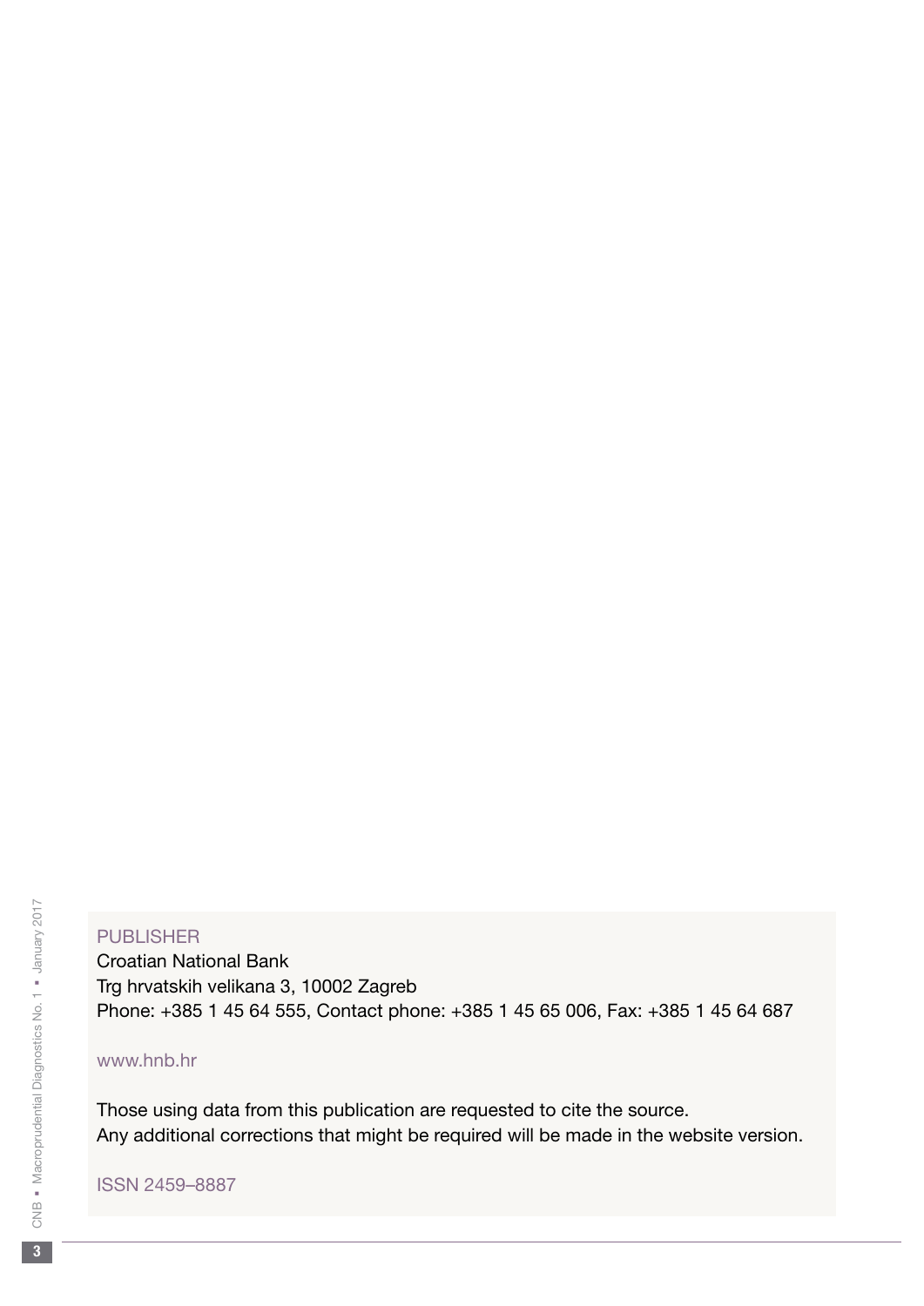PUBLISHER

Croatian National Bank
Trg hrvatskih velikana 3, 10002 Zagreb
Phone: +385 1 45 64 555, Contact phone: +385 1 45 65 006, Fax: +385 1 45 64 687

www.hnb.hr

Those using data from this publication are requested to cite the source.
Any additional corrections that might be required will be made in the website version.

ISSN 2459–8887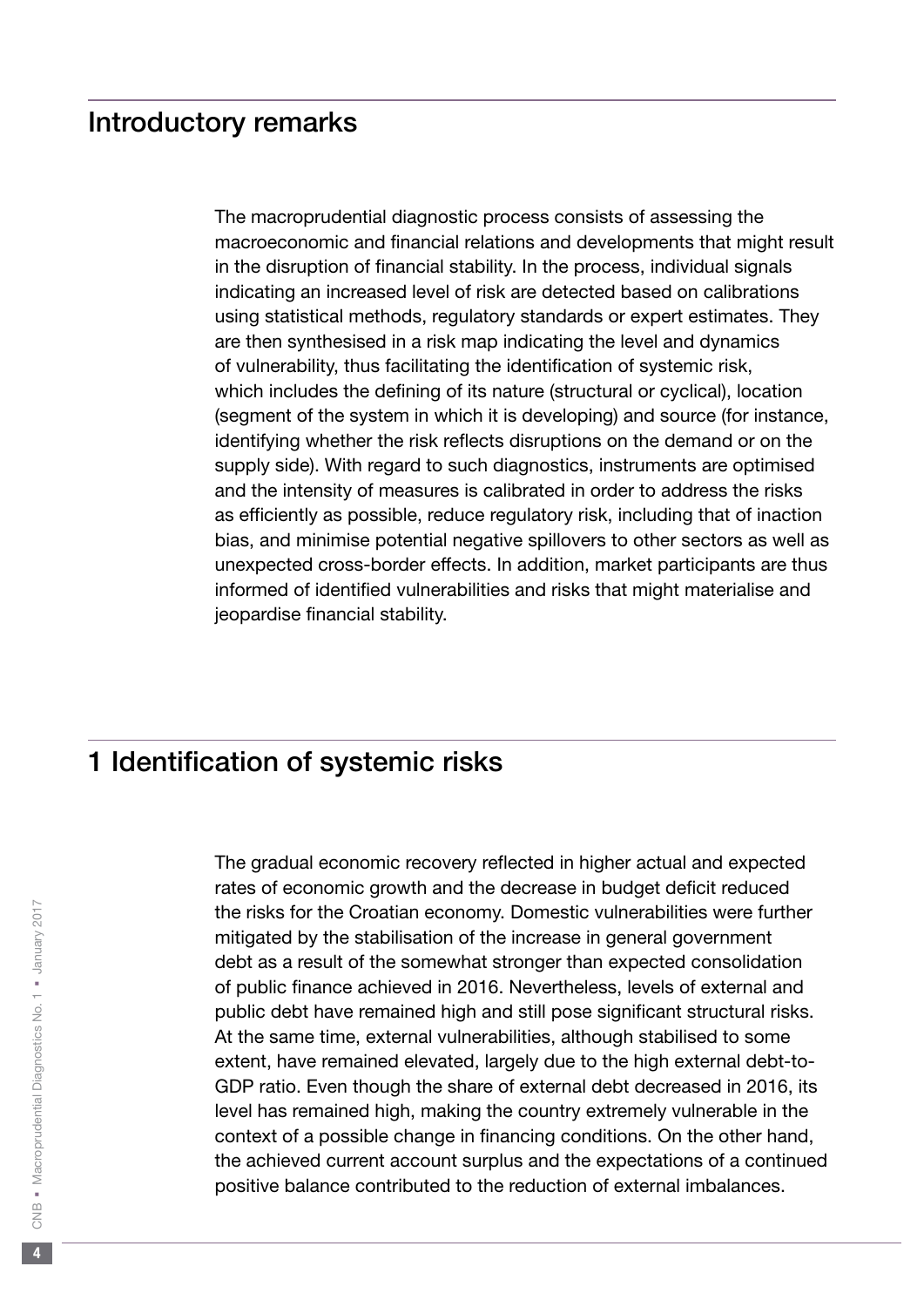## Introductory remarks

The macroprudential diagnostic process consists of assessing the macroeconomic and financial relations and developments that might result in the disruption of financial stability. In the process, individual signals indicating an increased level of risk are detected based on calibrations using statistical methods, regulatory standards or expert estimates. They are then synthesised in a risk map indicating the level and dynamics of vulnerability, thus facilitating the identification of systemic risk, which includes the defining of its nature (structural or cyclical), location (segment of the system in which it is developing) and source (for instance, identifying whether the risk reflects disruptions on the demand or on the supply side). With regard to such diagnostics, instruments are optimised and the intensity of measures is calibrated in order to address the risks as efficiently as possible, reduce regulatory risk, including that of inaction bias, and minimise potential negative spillovers to other sectors as well as unexpected cross-border effects. In addition, market participants are thus informed of identified vulnerabilities and risks that might materialise and jeopardise financial stability.

## 1 Identification of systemic risks

The gradual economic recovery reflected in higher actual and expected rates of economic growth and the decrease in budget deficit reduced the risks for the Croatian economy. Domestic vulnerabilities were further mitigated by the stabilisation of the increase in general government debt as a result of the somewhat stronger than expected consolidation of public finance achieved in 2016. Nevertheless, levels of external and public debt have remained high and still pose significant structural risks. At the same time, external vulnerabilities, although stabilised to some extent, have remained elevated, largely due to the high external debt-to-GDP ratio. Even though the share of external debt decreased in 2016, its level has remained high, making the country extremely vulnerable in the context of a possible change in financing conditions. On the other hand, the achieved current account surplus and the expectations of a continued positive balance contributed to the reduction of external imbalances.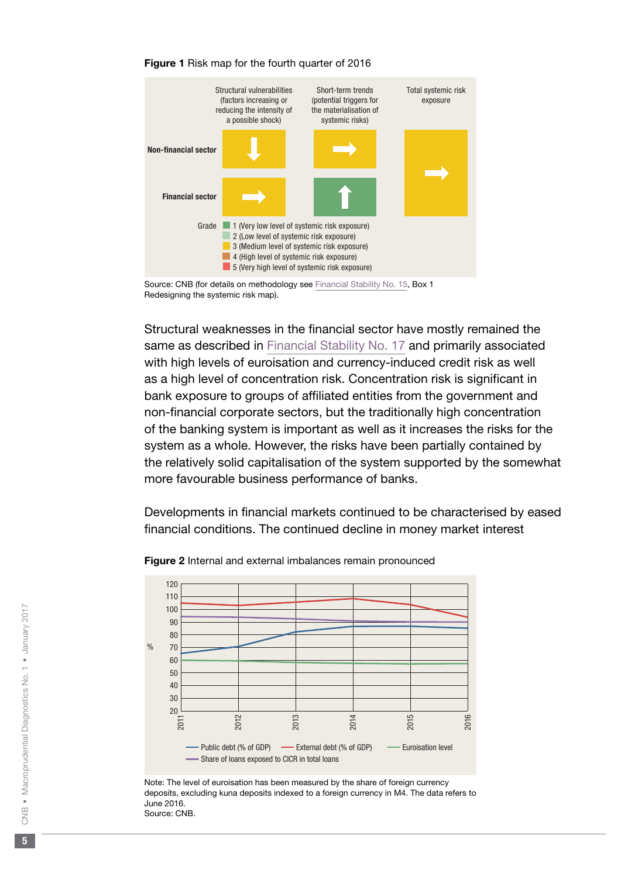**Figure 1** Risk map for the fourth quarter of 2016

| | Structural vulnerabilities (factors increasing or reducing the intensity of a possible shock) | Short-term trends (potential triggers for the materialisation of systemic risks) | Total systemic risk exposure |
|---|---|---|---|
| Non-financial sector | ↓ | → | → |
| Financial sector | → | ↑ | |

Grade
- 1 (Very low level of systemic risk exposure)
- 2 (Low level of systemic risk exposure)
- 3 (Medium level of systemic risk exposure)
- 4 (High level of systemic risk exposure)
- 5 (Very high level of systemic risk exposure)

Source: CNB (for details on methodology see Financial Stability No. 15, Box 1 Redesigning the systemic risk map).

Structural weaknesses in the financial sector have mostly remained the same as described in Financial Stability No. 17 and primarily associated with high levels of euroisation and currency-induced credit risk as well as a high level of concentration risk. Concentration risk is significant in bank exposure to groups of affiliated entities from the government and non-financial corporate sectors, but the traditionally high concentration of the banking system is important as well as it increases the risks for the system as a whole. However, the risks have been partially contained by the relatively solid capitalisation of the system supported by the somewhat more favourable business performance of banks.

Developments in financial markets continued to be characterised by eased financial conditions. The continued decline in money market interest

**Figure 2** Internal and external imbalances remain pronounced

Note: The level of euroisation has been measured by the share of foreign currency deposits, excluding kuna deposits indexed to a foreign currency in M4. The data refers to June 2016.
Source: CNB.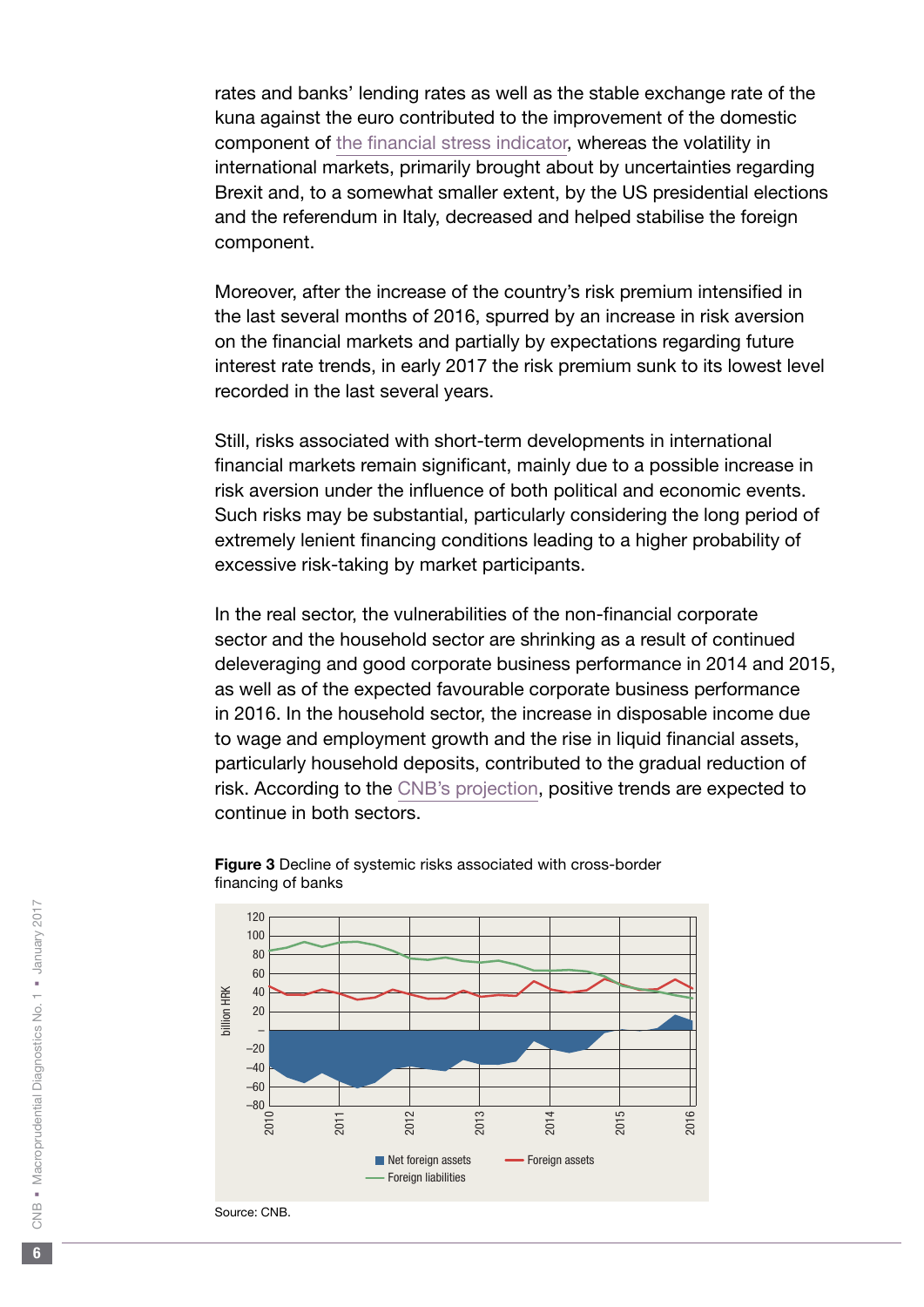rates and banks' lending rates as well as the stable exchange rate of the kuna against the euro contributed to the improvement of the domestic component of the financial stress indicator, whereas the volatility in international markets, primarily brought about by uncertainties regarding Brexit and, to a somewhat smaller extent, by the US presidential elections and the referendum in Italy, decreased and helped stabilise the foreign component.

Moreover, after the increase of the country's risk premium intensified in the last several months of 2016, spurred by an increase in risk aversion on the financial markets and partially by expectations regarding future interest rate trends, in early 2017 the risk premium sunk to its lowest level recorded in the last several years.

Still, risks associated with short-term developments in international financial markets remain significant, mainly due to a possible increase in risk aversion under the influence of both political and economic events. Such risks may be substantial, particularly considering the long period of extremely lenient financing conditions leading to a higher probability of excessive risk-taking by market participants.

In the real sector, the vulnerabilities of the non-financial corporate sector and the household sector are shrinking as a result of continued deleveraging and good corporate business performance in 2014 and 2015, as well as of the expected favourable corporate business performance in 2016. In the household sector, the increase in disposable income due to wage and employment growth and the rise in liquid financial assets, particularly household deposits, contributed to the gradual reduction of risk. According to the CNB's projection, positive trends are expected to continue in both sectors.

**Figure 3** Decline of systemic risks associated with cross-border financing of banks

Source: CNB.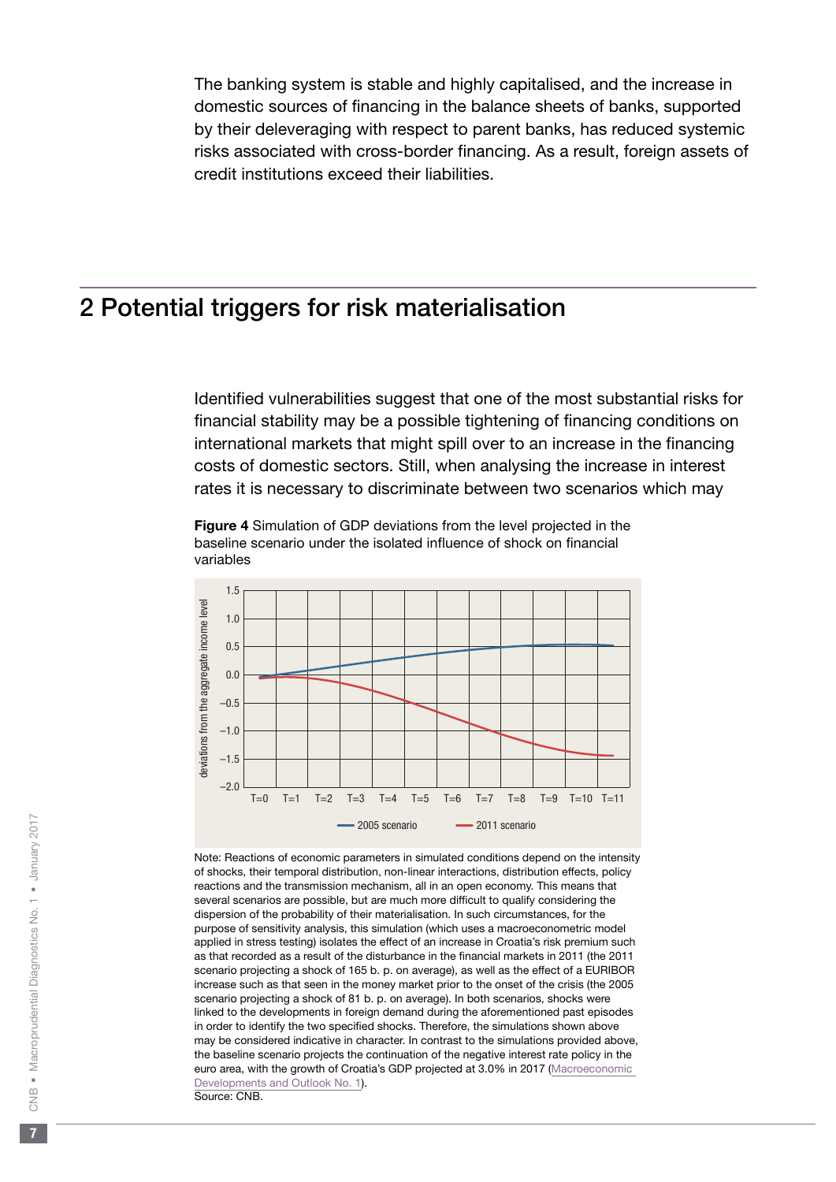The banking system is stable and highly capitalised, and the increase in domestic sources of financing in the balance sheets of banks, supported by their deleveraging with respect to parent banks, has reduced systemic risks associated with cross-border financing. As a result, foreign assets of credit institutions exceed their liabilities.

# 2 Potential triggers for risk materialisation

Identified vulnerabilities suggest that one of the most substantial risks for financial stability may be a possible tightening of financing conditions on international markets that might spill over to an increase in the financing costs of domestic sectors. Still, when analysing the increase in interest rates it is necessary to discriminate between two scenarios which may

**Figure 4** Simulation of GDP deviations from the level projected in the baseline scenario under the isolated influence of shock on financial variables

Note: Reactions of economic parameters in simulated conditions depend on the intensity of shocks, their temporal distribution, non-linear interactions, distribution effects, policy reactions and the transmission mechanism, all in an open economy. This means that several scenarios are possible, but are much more difficult to qualify considering the dispersion of the probability of their materialisation. In such circumstances, for the purpose of sensitivity analysis, this simulation (which uses a macroeconometric model applied in stress testing) isolates the effect of an increase in Croatia's risk premium such as that recorded as a result of the disturbance in the financial markets in 2011 (the 2011 scenario projecting a shock of 165 b. p. on average), as well as the effect of a EURIBOR increase such as that seen in the money market prior to the onset of the crisis (the 2005 scenario projecting a shock of 81 b. p. on average). In both scenarios, shocks were linked to the developments in foreign demand during the aforementioned past episodes in order to identify the two specified shocks. Therefore, the simulations shown above may be considered indicative in character. In contrast to the simulations provided above, the baseline scenario projects the continuation of the negative interest rate policy in the euro area, with the growth of Croatia's GDP projected at 3.0% in 2017 (Macroeconomic Developments and Outlook No. 1).
Source: CNB.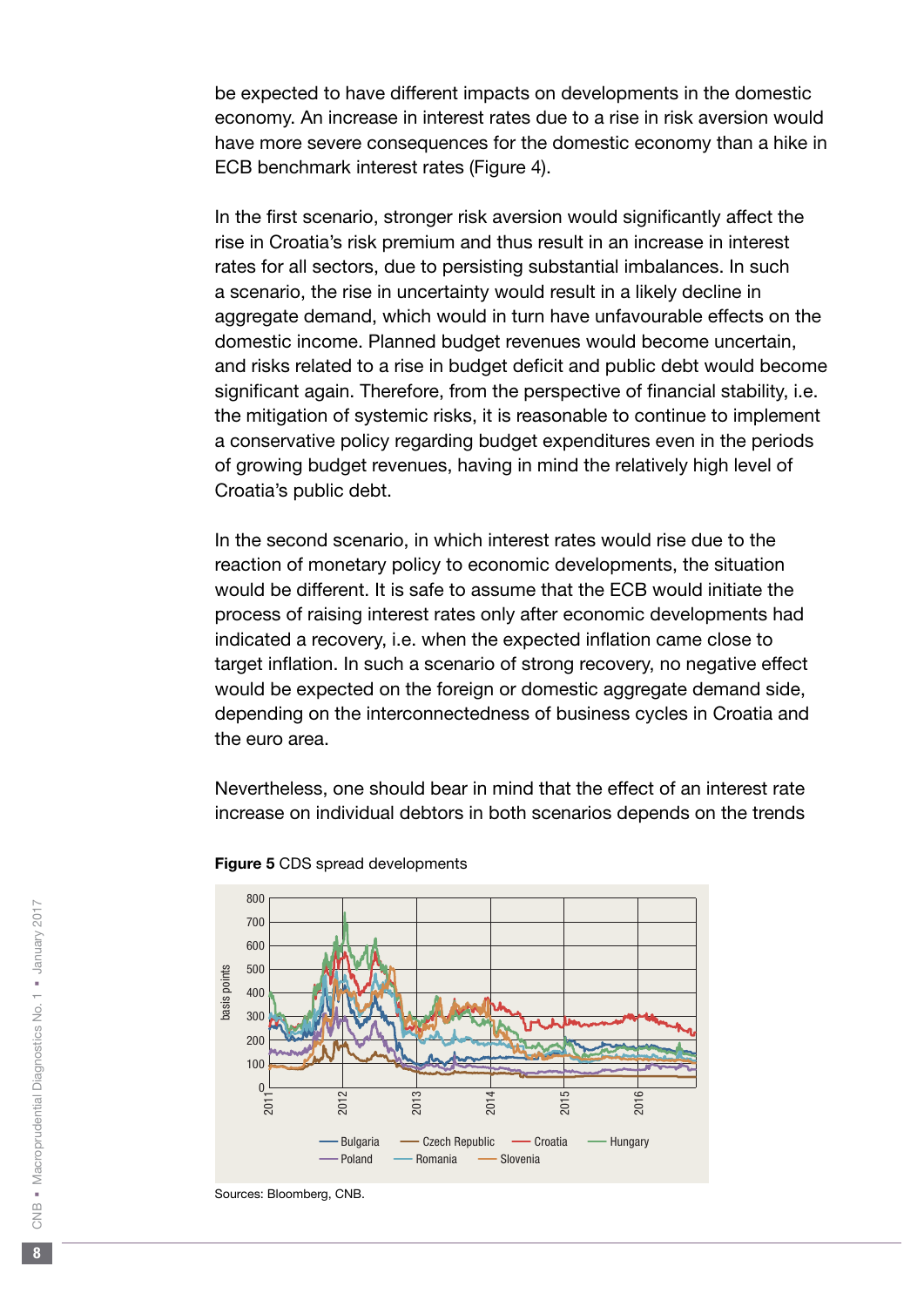be expected to have different impacts on developments in the domestic economy. An increase in interest rates due to a rise in risk aversion would have more severe consequences for the domestic economy than a hike in ECB benchmark interest rates (Figure 4).

In the first scenario, stronger risk aversion would significantly affect the rise in Croatia's risk premium and thus result in an increase in interest rates for all sectors, due to persisting substantial imbalances. In such a scenario, the rise in uncertainty would result in a likely decline in aggregate demand, which would in turn have unfavourable effects on the domestic income. Planned budget revenues would become uncertain, and risks related to a rise in budget deficit and public debt would become significant again. Therefore, from the perspective of financial stability, i.e. the mitigation of systemic risks, it is reasonable to continue to implement a conservative policy regarding budget expenditures even in the periods of growing budget revenues, having in mind the relatively high level of Croatia's public debt.

In the second scenario, in which interest rates would rise due to the reaction of monetary policy to economic developments, the situation would be different. It is safe to assume that the ECB would initiate the process of raising interest rates only after economic developments had indicated a recovery, i.e. when the expected inflation came close to target inflation. In such a scenario of strong recovery, no negative effect would be expected on the foreign or domestic aggregate demand side, depending on the interconnectedness of business cycles in Croatia and the euro area.

Nevertheless, one should bear in mind that the effect of an interest rate increase on individual debtors in both scenarios depends on the trends

**Figure 5** CDS spread developments

Sources: Bloomberg, CNB.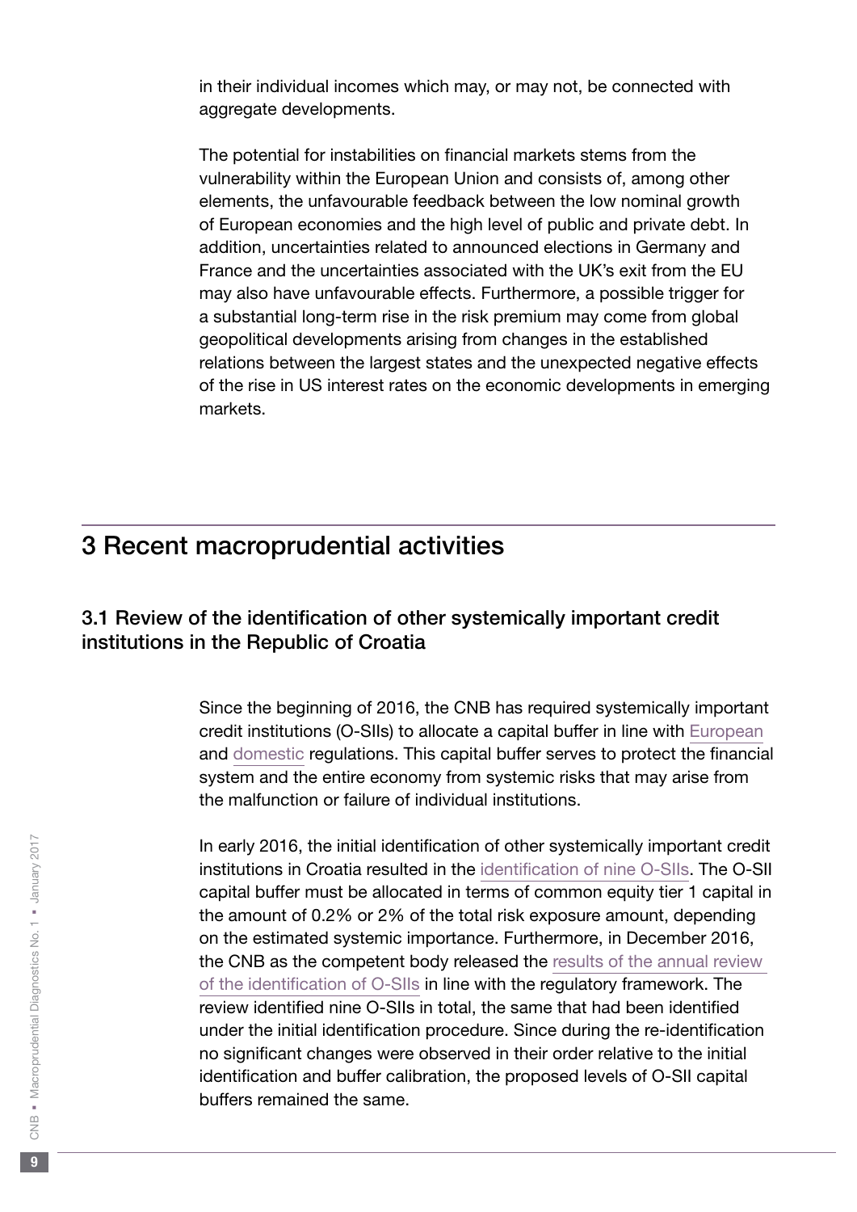in their individual incomes which may, or may not, be connected with aggregate developments.

The potential for instabilities on financial markets stems from the vulnerability within the European Union and consists of, among other elements, the unfavourable feedback between the low nominal growth of European economies and the high level of public and private debt. In addition, uncertainties related to announced elections in Germany and France and the uncertainties associated with the UK's exit from the EU may also have unfavourable effects. Furthermore, a possible trigger for a substantial long-term rise in the risk premium may come from global geopolitical developments arising from changes in the established relations between the largest states and the unexpected negative effects of the rise in US interest rates on the economic developments in emerging markets.

# 3 Recent macroprudential activities

## 3.1 Review of the identification of other systemically important credit institutions in the Republic of Croatia

Since the beginning of 2016, the CNB has required systemically important credit institutions (O-SIIs) to allocate a capital buffer in line with European and domestic regulations. This capital buffer serves to protect the financial system and the entire economy from systemic risks that may arise from the malfunction or failure of individual institutions.

In early 2016, the initial identification of other systemically important credit institutions in Croatia resulted in the identification of nine O-SIIs. The O-SII capital buffer must be allocated in terms of common equity tier 1 capital in the amount of 0.2% or 2% of the total risk exposure amount, depending on the estimated systemic importance. Furthermore, in December 2016, the CNB as the competent body released the results of the annual review of the identification of O-SIIs in line with the regulatory framework. The review identified nine O-SIIs in total, the same that had been identified under the initial identification procedure. Since during the re-identification no significant changes were observed in their order relative to the initial identification and buffer calibration, the proposed levels of O-SII capital buffers remained the same.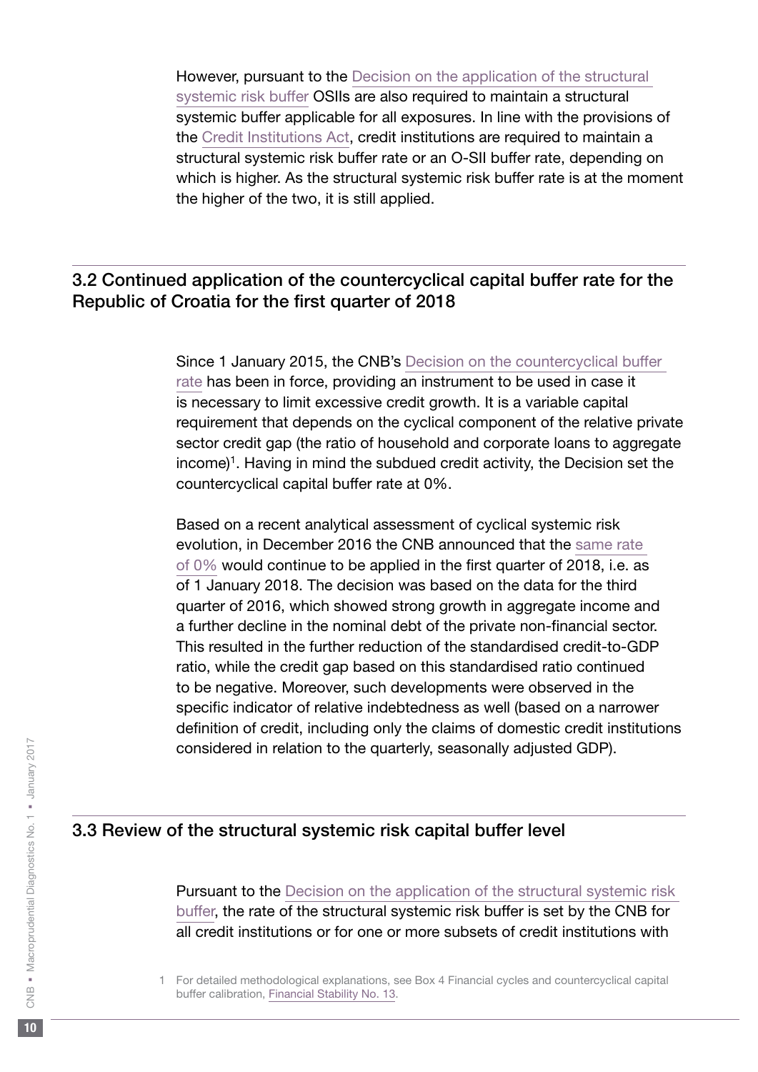However, pursuant to the Decision on the application of the structural systemic risk buffer OSIIs are also required to maintain a structural systemic buffer applicable for all exposures. In line with the provisions of the Credit Institutions Act, credit institutions are required to maintain a structural systemic risk buffer rate or an O-SII buffer rate, depending on which is higher. As the structural systemic risk buffer rate is at the moment the higher of the two, it is still applied.

## 3.2 Continued application of the countercyclical capital buffer rate for the Republic of Croatia for the first quarter of 2018

Since 1 January 2015, the CNB's Decision on the countercyclical buffer rate has been in force, providing an instrument to be used in case it is necessary to limit excessive credit growth. It is a variable capital requirement that depends on the cyclical component of the relative private sector credit gap (the ratio of household and corporate loans to aggregate income)[1]. Having in mind the subdued credit activity, the Decision set the countercyclical capital buffer rate at 0%.

Based on a recent analytical assessment of cyclical systemic risk evolution, in December 2016 the CNB announced that the same rate of 0% would continue to be applied in the first quarter of 2018, i.e. as of 1 January 2018. The decision was based on the data for the third quarter of 2016, which showed strong growth in aggregate income and a further decline in the nominal debt of the private non-financial sector. This resulted in the further reduction of the standardised credit-to-GDP ratio, while the credit gap based on this standardised ratio continued to be negative. Moreover, such developments were observed in the specific indicator of relative indebtedness as well (based on a narrower definition of credit, including only the claims of domestic credit institutions considered in relation to the quarterly, seasonally adjusted GDP).

## 3.3 Review of the structural systemic risk capital buffer level

Pursuant to the Decision on the application of the structural systemic risk buffer, the rate of the structural systemic risk buffer is set by the CNB for all credit institutions or for one or more subsets of credit institutions with

1 For detailed methodological explanations, see Box 4 Financial cycles and countercyclical capital buffer calibration, Financial Stability No. 13.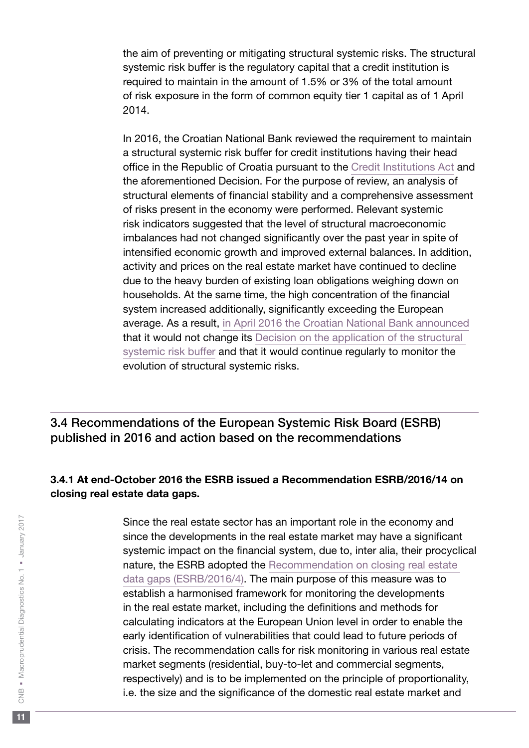the aim of preventing or mitigating structural systemic risks. The structural systemic risk buffer is the regulatory capital that a credit institution is required to maintain in the amount of 1.5% or 3% of the total amount of risk exposure in the form of common equity tier 1 capital as of 1 April 2014.

In 2016, the Croatian National Bank reviewed the requirement to maintain a structural systemic risk buffer for credit institutions having their head office in the Republic of Croatia pursuant to the Credit Institutions Act and the aforementioned Decision. For the purpose of review, an analysis of structural elements of financial stability and a comprehensive assessment of risks present in the economy were performed. Relevant systemic risk indicators suggested that the level of structural macroeconomic imbalances had not changed significantly over the past year in spite of intensified economic growth and improved external balances. In addition, activity and prices on the real estate market have continued to decline due to the heavy burden of existing loan obligations weighing down on households. At the same time, the high concentration of the financial system increased additionally, significantly exceeding the European average. As a result, in April 2016 the Croatian National Bank announced that it would not change its Decision on the application of the structural systemic risk buffer and that it would continue regularly to monitor the evolution of structural systemic risks.

## 3.4 Recommendations of the European Systemic Risk Board (ESRB) published in 2016 and action based on the recommendations

### 3.4.1 At end-October 2016 the ESRB issued a Recommendation ESRB/2016/14 on closing real estate data gaps.

Since the real estate sector has an important role in the economy and since the developments in the real estate market may have a significant systemic impact on the financial system, due to, inter alia, their procyclical nature, the ESRB adopted the Recommendation on closing real estate data gaps (ESRB/2016/4). The main purpose of this measure was to establish a harmonised framework for monitoring the developments in the real estate market, including the definitions and methods for calculating indicators at the European Union level in order to enable the early identification of vulnerabilities that could lead to future periods of crisis. The recommendation calls for risk monitoring in various real estate market segments (residential, buy-to-let and commercial segments, respectively) and is to be implemented on the principle of proportionality, i.e. the size and the significance of the domestic real estate market and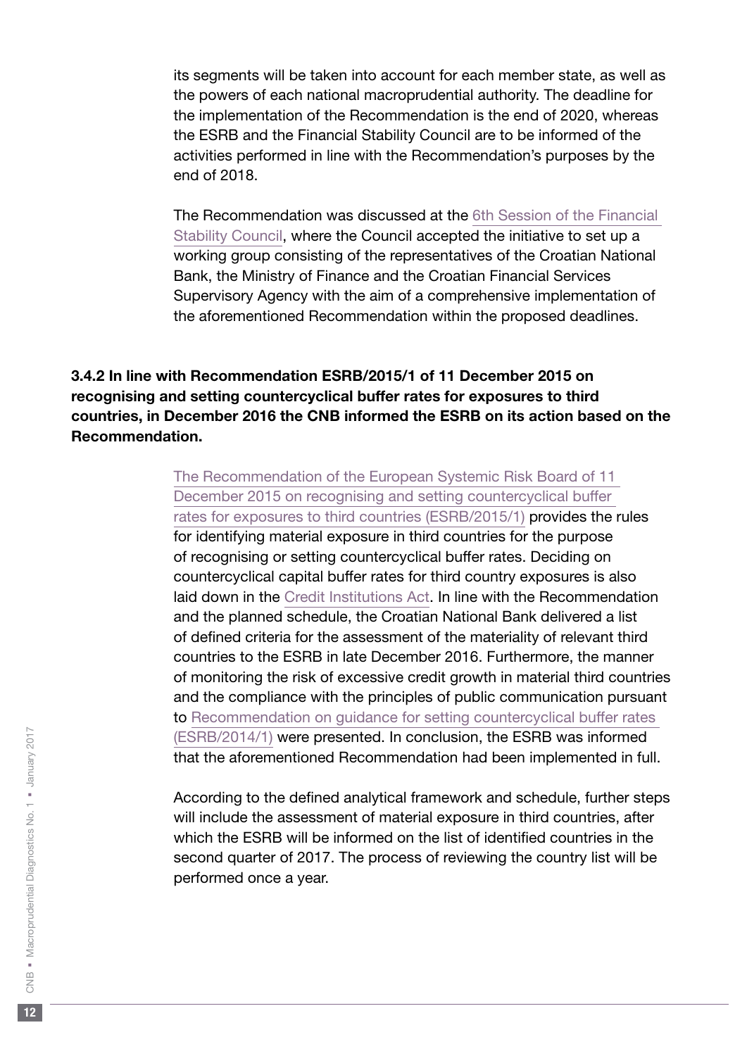its segments will be taken into account for each member state, as well as the powers of each national macroprudential authority. The deadline for the implementation of the Recommendation is the end of 2020, whereas the ESRB and the Financial Stability Council are to be informed of the activities performed in line with the Recommendation's purposes by the end of 2018.

The Recommendation was discussed at the 6th Session of the Financial Stability Council, where the Council accepted the initiative to set up a working group consisting of the representatives of the Croatian National Bank, the Ministry of Finance and the Croatian Financial Services Supervisory Agency with the aim of a comprehensive implementation of the aforementioned Recommendation within the proposed deadlines.

### 3.4.2 In line with Recommendation ESRB/2015/1 of 11 December 2015 on recognising and setting countercyclical buffer rates for exposures to third countries, in December 2016 the CNB informed the ESRB on its action based on the Recommendation.

The Recommendation of the European Systemic Risk Board of 11 December 2015 on recognising and setting countercyclical buffer rates for exposures to third countries (ESRB/2015/1) provides the rules for identifying material exposure in third countries for the purpose of recognising or setting countercyclical buffer rates. Deciding on countercyclical capital buffer rates for third country exposures is also laid down in the Credit Institutions Act. In line with the Recommendation and the planned schedule, the Croatian National Bank delivered a list of defined criteria for the assessment of the materiality of relevant third countries to the ESRB in late December 2016. Furthermore, the manner of monitoring the risk of excessive credit growth in material third countries and the compliance with the principles of public communication pursuant to Recommendation on guidance for setting countercyclical buffer rates (ESRB/2014/1) were presented. In conclusion, the ESRB was informed that the aforementioned Recommendation had been implemented in full.

According to the defined analytical framework and schedule, further steps will include the assessment of material exposure in third countries, after which the ESRB will be informed on the list of identified countries in the second quarter of 2017. The process of reviewing the country list will be performed once a year.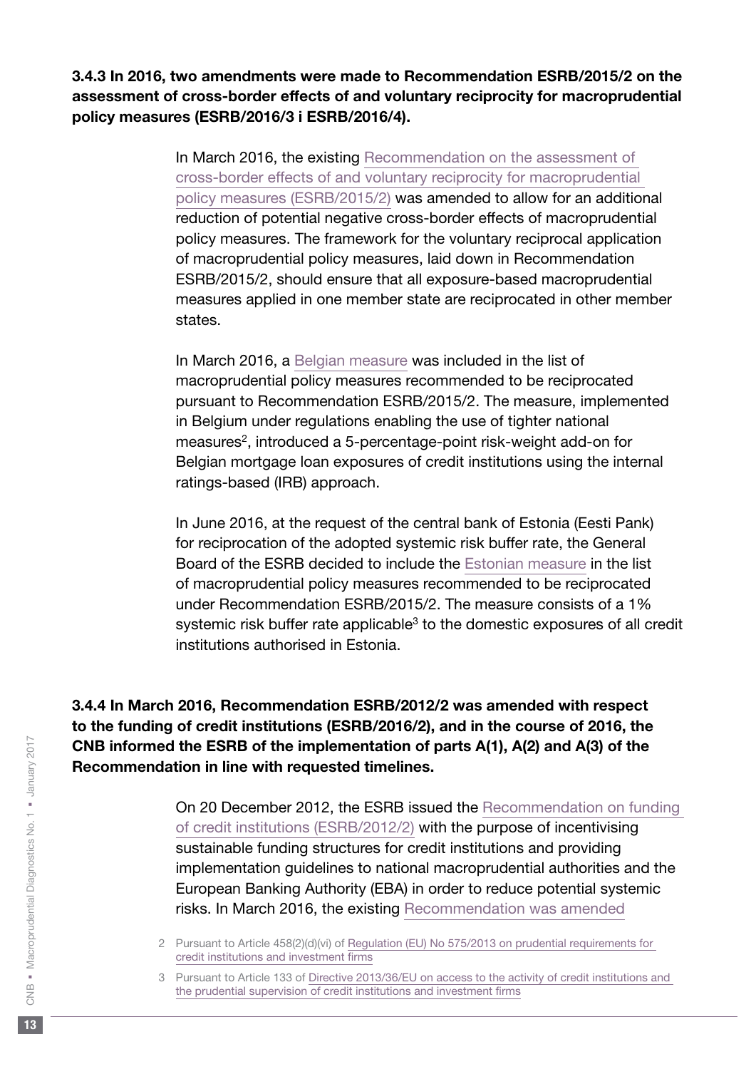### 3.4.3 In 2016, two amendments were made to Recommendation ESRB/2015/2 on the assessment of cross-border effects of and voluntary reciprocity for macroprudential policy measures (ESRB/2016/3 i ESRB/2016/4).

In March 2016, the existing Recommendation on the assessment of cross-border effects of and voluntary reciprocity for macroprudential policy measures (ESRB/2015/2) was amended to allow for an additional reduction of potential negative cross-border effects of macroprudential policy measures. The framework for the voluntary reciprocal application of macroprudential policy measures, laid down in Recommendation ESRB/2015/2, should ensure that all exposure-based macroprudential measures applied in one member state are reciprocated in other member states.

In March 2016, a Belgian measure was included in the list of macroprudential policy measures recommended to be reciprocated pursuant to Recommendation ESRB/2015/2. The measure, implemented in Belgium under regulations enabling the use of tighter national measures[2], introduced a 5-percentage-point risk-weight add-on for Belgian mortgage loan exposures of credit institutions using the internal ratings-based (IRB) approach.

In June 2016, at the request of the central bank of Estonia (Eesti Pank) for reciprocation of the adopted systemic risk buffer rate, the General Board of the ESRB decided to include the Estonian measure in the list of macroprudential policy measures recommended to be reciprocated under Recommendation ESRB/2015/2. The measure consists of a 1% systemic risk buffer rate applicable[3] to the domestic exposures of all credit institutions authorised in Estonia.

### 3.4.4 In March 2016, Recommendation ESRB/2012/2 was amended with respect to the funding of credit institutions (ESRB/2016/2), and in the course of 2016, the CNB informed the ESRB of the implementation of parts A(1), A(2) and A(3) of the Recommendation in line with requested timelines.

On 20 December 2012, the ESRB issued the Recommendation on funding of credit institutions (ESRB/2012/2) with the purpose of incentivising sustainable funding structures for credit institutions and providing implementation guidelines to national macroprudential authorities and the European Banking Authority (EBA) in order to reduce potential systemic risks. In March 2016, the existing Recommendation was amended

2 Pursuant to Article 458(2)(d)(vi) of Regulation (EU) No 575/2013 on prudential requirements for credit institutions and investment firms

3 Pursuant to Article 133 of Directive 2013/36/EU on access to the activity of credit institutions and the prudential supervision of credit institutions and investment firms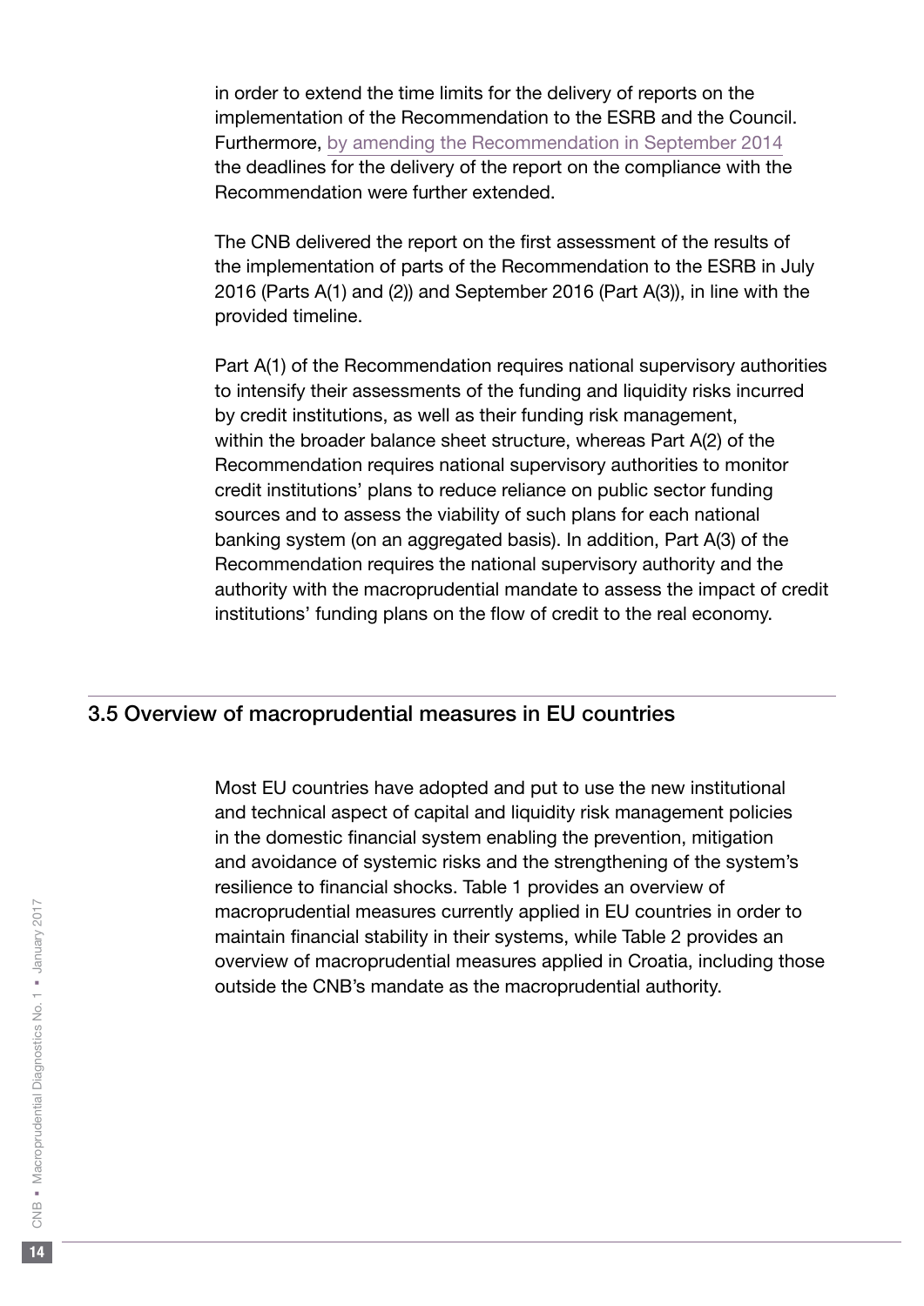in order to extend the time limits for the delivery of reports on the implementation of the Recommendation to the ESRB and the Council. Furthermore, by amending the Recommendation in September 2014 the deadlines for the delivery of the report on the compliance with the Recommendation were further extended.

The CNB delivered the report on the first assessment of the results of the implementation of parts of the Recommendation to the ESRB in July 2016 (Parts A(1) and (2)) and September 2016 (Part A(3)), in line with the provided timeline.

Part A(1) of the Recommendation requires national supervisory authorities to intensify their assessments of the funding and liquidity risks incurred by credit institutions, as well as their funding risk management, within the broader balance sheet structure, whereas Part A(2) of the Recommendation requires national supervisory authorities to monitor credit institutions' plans to reduce reliance on public sector funding sources and to assess the viability of such plans for each national banking system (on an aggregated basis). In addition, Part A(3) of the Recommendation requires the national supervisory authority and the authority with the macroprudential mandate to assess the impact of credit institutions' funding plans on the flow of credit to the real economy.

## 3.5 Overview of macroprudential measures in EU countries

Most EU countries have adopted and put to use the new institutional and technical aspect of capital and liquidity risk management policies in the domestic financial system enabling the prevention, mitigation and avoidance of systemic risks and the strengthening of the system's resilience to financial shocks. Table 1 provides an overview of macroprudential measures currently applied in EU countries in order to maintain financial stability in their systems, while Table 2 provides an overview of macroprudential measures applied in Croatia, including those outside the CNB's mandate as the macroprudential authority.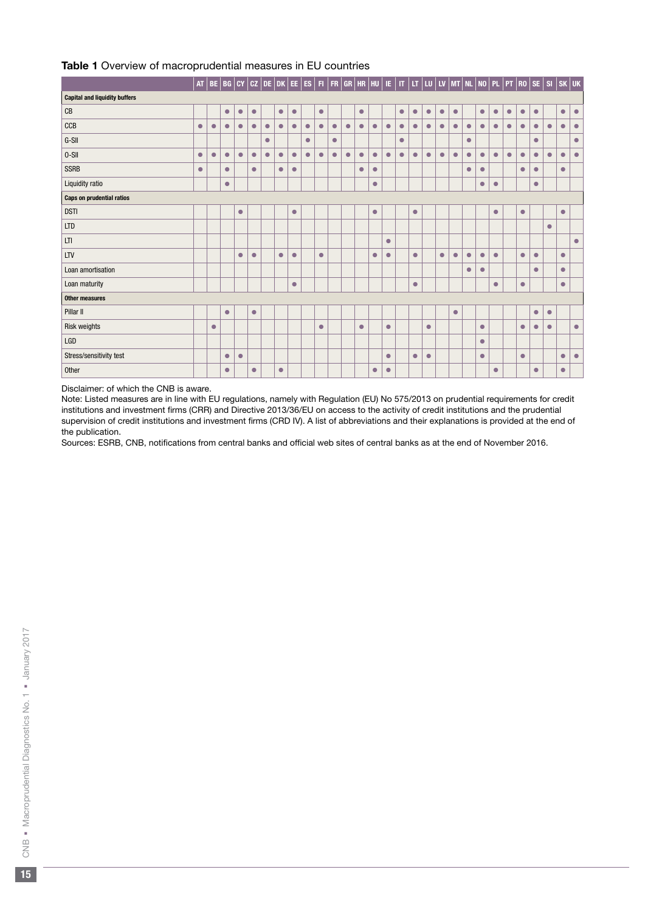**Table 1** Overview of macroprudential measures in EU countries

| | AT | BE | BG | CY | CZ | DE | DK | EE | ES | FI | FR | GR | HR | HU | IE | IT | LT | LU | LV | MT | NL | NO | PL | PT | RO | SE | SI | SK | UK |
|---|---|---|---|---|---|---|---|---|---|---|---|---|---|---|---|---|---|---|---|---|---|---|---|---|---|---|---|---|---|
| **Capital and liquidity buffers** | | | | | | | | | | | | | | | | | | | | | | | | | | | | | |
| CB | | | ● | ● | ● | | ● | ● | | ● | | | ● | | | ● | ● | ● | ● | ● | | ● | ● | ● | ● | ● | | ● | ● |
| CCB | ● | ● | ● | ● | ● | ● | ● | ● | ● | ● | ● | ● | ● | ● | ● | ● | ● | ● | ● | ● | ● | ● | ● | ● | ● | ● | ● | ● | ● |
| G-SII | | | | | | ● | | | ● | | ● | | | | | ● | | | | | ● | | | | | ● | | | ● |
| O-SII | ● | ● | ● | ● | ● | ● | ● | ● | ● | ● | ● | ● | ● | ● | ● | ● | ● | ● | ● | ● | ● | ● | ● | ● | ● | ● | ● | ● | ● |
| SSRB | ● | | ● | | ● | | ● | ● | | | | | ● | ● | | | | | | | ● | ● | | | ● | ● | | ● | |
| Liquidity ratio | | | ● | | | | | | | | | | | ● | | | | | | | | ● | ● | | | ● | | | |
| **Caps on prudential ratios** | | | | | | | | | | | | | | | | | | | | | | | | | | | | | |
| DSTI | | | | ● | | | | ● | | | | | | ● | | | ● | | | | | | ● | | ● | | | ● | |
| LTD | | | | | | | | | | | | | | | | | | | | | | | | | | | ● | | |
| LTI | | | | | | | | | | | | | | | ● | | | | | | | | | | | | | | ● |
| LTV | | | | ● | ● | | ● | ● | | ● | | | | ● | ● | | ● | | ● | ● | ● | ● | ● | | ● | ● | | ● | |
| Loan amortisation | | | | | | | | | | | | | | | | | | | | | ● | ● | | | | ● | | ● | |
| Loan maturity | | | | | | | | ● | | | | | | | | | ● | | | | | | ● | | ● | | | ● | |
| **Other measures** | | | | | | | | | | | | | | | | | | | | | | | | | | | | | |
| Pillar II | | | ● | | ● | | | | | | | | | | | | | | | ● | | | | | | ● | ● | | |
| Risk weights | | ● | | | | | | | | ● | | | ● | | ● | | | ● | | | | ● | | | ● | ● | ● | | ● |
| LGD | | | | | | | | | | | | | | | | | | | | | | ● | | | | | | | |
| Stress/sensitivity test | | | ● | ● | | | | | | | | | | | ● | | ● | ● | | | | ● | | | ● | | | ● | ● |
| Other | | | ● | | ● | | ● | | | | | | | ● | ● | | | | | | | | ● | | | ● | | ● | |

Disclaimer: of which the CNB is aware.

Note: Listed measures are in line with EU regulations, namely with Regulation (EU) No 575/2013 on prudential requirements for credit institutions and investment firms (CRR) and Directive 2013/36/EU on access to the activity of credit institutions and the prudential supervision of credit institutions and investment firms (CRD IV). A list of abbreviations and their explanations is provided at the end of the publication.

Sources: ESRB, CNB, notifications from central banks and official web sites of central banks as at the end of November 2016.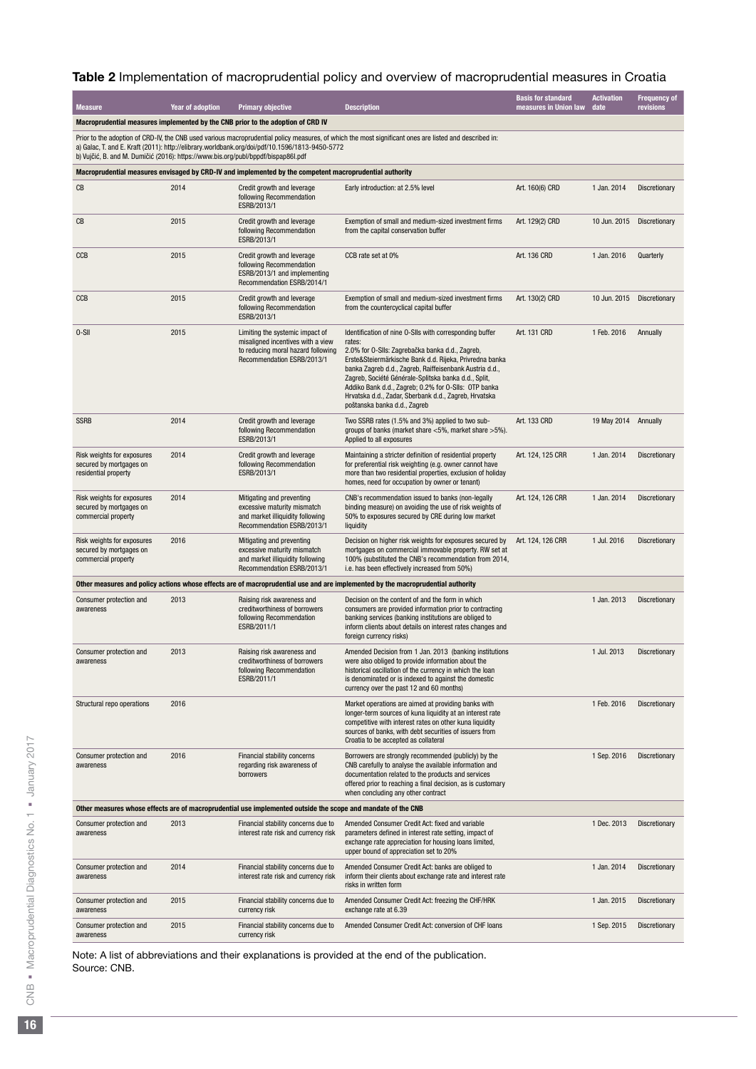**Table 2** Implementation of macroprudential policy and overview of macroprudential measures in Croatia

| Measure | Year of adoption | Primary objective | Description | Basis for standard measures in Union law | Activation date | Frequency of revisions |
|---|---|---|---|---|---|---|
| **Macroprudential measures implemented by the CNB prior to the adoption of CRD IV** | | | | | | |
| Prior to the adoption of CRD-IV, the CNB used various macroprudential policy measures, of which the most significant ones are listed and described in: a) Galac, T. and E. Kraft (2011): http://elibrary.worldbank.org/doi/pdf/10.1596/1813-9450-5772 b) Vujčić, B. and M. Dumičić (2016): https://www.bis.org/publ/bppdf/bispap86l.pdf | | | | | | |
| **Macroprudential measures envisaged by CRD-IV and implemented by the competent macroprudential authority** | | | | | | |
| CB | 2014 | Credit growth and leverage following Recommendation ESRB/2013/1 | Early introduction: at 2.5% level | Art. 160(6) CRD | 1 Jan. 2014 | Discretionary |
| CB | 2015 | Credit growth and leverage following Recommendation ESRB/2013/1 | Exemption of small and medium-sized investment firms from the capital conservation buffer | Art. 129(2) CRD | 10 Jun. 2015 | Discretionary |
| CCB | 2015 | Credit growth and leverage following Recommendation ESRB/2013/1 and implementing Recommendation ESRB/2014/1 | CCB rate set at 0% | Art. 136 CRD | 1 Jan. 2016 | Quarterly |
| CCB | 2015 | Credit growth and leverage following Recommendation ESRB/2013/1 | Exemption of small and medium-sized investment firms from the countercyclical capital buffer | Art. 130(2) CRD | 10 Jun. 2015 | Discretionary |
| O-SII | 2015 | Limiting the systemic impact of misaligned incentives with a view to reducing moral hazard following Recommendation ESRB/2013/1 | Identification of nine O-SIIs with corresponding buffer rates: 2.0% for O-SIIs: Zagrebačka banka d.d., Zagreb, Erste&Steiermärkische Bank d.d. Rijeka, Privredna banka banka Zagreb d.d., Zagreb, Raiffeisenbank Austria d.d., Zagreb, Société Générale-Splitska banka d.d., Split, Addiko Bank d.d., Zagreb; 0.2% for O-SIIs: OTP banka Hrvatska d.d., Zadar, Sberbank d.d., Zagreb, Hrvatska poštanska banka d.d., Zagreb | Art. 131 CRD | 1 Feb. 2016 | Annually |
| SSRB | 2014 | Credit growth and leverage following Recommendation ESRB/2013/1 | Two SSRB rates (1.5% and 3%) applied to two sub-groups of banks (market share <5%, market share >5%). Applied to all exposures | Art. 133 CRD | 19 May 2014 | Annually |
| Risk weights for exposures secured by mortgages on residential property | 2014 | Credit growth and leverage following Recommendation ESRB/2013/1 | Maintaining a stricter definition of residential property for preferential risk weighting (e.g. owner cannot have more than two residential properties, exclusion of holiday homes, need for occupation by owner or tenant) | Art. 124, 125 CRR | 1 Jan. 2014 | Discretionary |
| Risk weights for exposures secured by mortgages on commercial property | 2014 | Mitigating and preventing excessive maturity mismatch and market illiquidity following Recommendation ESRB/2013/1 | CNB's recommendation issued to banks (non-legally binding measure) on avoiding the use of risk weights of 50% to exposures secured by CRE during low market liquidity | Art. 124, 126 CRR | 1 Jan. 2014 | Discretionary |
| Risk weights for exposures secured by mortgages on commercial property | 2016 | Mitigating and preventing excessive maturity mismatch and market illiquidity following Recommendation ESRB/2013/1 | Decision on higher risk weights for exposures secured by mortgages on commercial immovable property. RW set at 100% (substituted the CNB's recommendation from 2014, i.e. has been effectively increased from 50%) | Art. 124, 126 CRR | 1 Jul. 2016 | Discretionary |
| **Other measures and policy actions whose effects are of macroprudential use and are implemented by the macroprudential authority** | | | | | | |
| Consumer protection and awareness | 2013 | Raising risk awareness and creditworthiness of borrowers following Recommendation ESRB/2011/1 | Decision on the content of and the form in which consumers are provided information prior to contracting banking services (banking institutions are obliged to inform clients about details on interest rates changes and foreign currency risks) | | 1 Jan. 2013 | Discretionary |
| Consumer protection and awareness | 2013 | Raising risk awareness and creditworthiness of borrowers following Recommendation ESRB/2011/1 | Amended Decision from 1 Jan. 2013 (banking institutions were also obliged to provide information about the historical oscillation of the currency in which the loan is denominated or is indexed to against the domestic currency over the past 12 and 60 months) | | 1 Jul. 2013 | Discretionary |
| Structural repo operations | 2016 | | Market operations are aimed at providing banks with longer-term sources of kuna liquidity at an interest rate competitive with interest rates on other kuna liquidity sources of banks, with debt securities of issuers from Croatia to be accepted as collateral | | 1 Feb. 2016 | Discretionary |
| Consumer protection and awareness | 2016 | Financial stability concerns regarding risk awareness of borrowers | Borrowers are strongly recommended (publicly) by the CNB carefully to analyse the available information and documentation related to the products and services offered prior to reaching a final decision, as is customary when concluding any other contract | | 1 Sep. 2016 | Discretionary |
| **Other measures whose effects are of macroprudential use implemented outside the scope and mandate of the CNB** | | | | | | |
| Consumer protection and awareness | 2013 | Financial stability concerns due to interest rate risk and currency risk | Amended Consumer Credit Act: fixed and variable parameters defined in interest rate setting, impact of exchange rate appreciation for housing loans limited, upper bound of appreciation set to 20% | | 1 Dec. 2013 | Discretionary |
| Consumer protection and awareness | 2014 | Financial stability concerns due to interest rate risk and currency risk | Amended Consumer Credit Act: banks are obliged to inform their clients about exchange rate and interest rate risks in written form | | 1 Jan. 2014 | Discretionary |
| Consumer protection and awareness | 2015 | Financial stability concerns due to currency risk | Amended Consumer Credit Act: freezing the CHF/HRK exchange rate at 6.39 | | 1 Jan. 2015 | Discretionary |
| Consumer protection and awareness | 2015 | Financial stability concerns due to currency risk | Amended Consumer Credit Act: conversion of CHF loans | | 1 Sep. 2015 | Discretionary |

Note: A list of abbreviations and their explanations is provided at the end of the publication.
Source: CNB.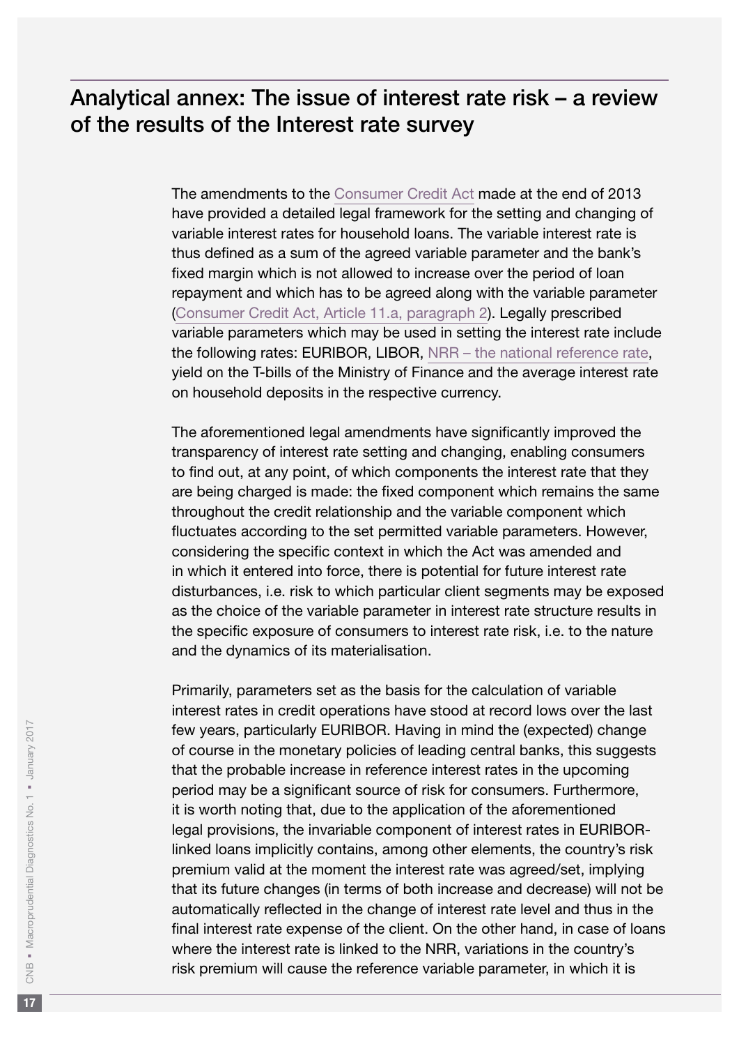# Analytical annex: The issue of interest rate risk – a review of the results of the Interest rate survey

The amendments to the Consumer Credit Act made at the end of 2013 have provided a detailed legal framework for the setting and changing of variable interest rates for household loans. The variable interest rate is thus defined as a sum of the agreed variable parameter and the bank's fixed margin which is not allowed to increase over the period of loan repayment and which has to be agreed along with the variable parameter (Consumer Credit Act, Article 11.a, paragraph 2). Legally prescribed variable parameters which may be used in setting the interest rate include the following rates: EURIBOR, LIBOR, NRR – the national reference rate, yield on the T-bills of the Ministry of Finance and the average interest rate on household deposits in the respective currency.

The aforementioned legal amendments have significantly improved the transparency of interest rate setting and changing, enabling consumers to find out, at any point, of which components the interest rate that they are being charged is made: the fixed component which remains the same throughout the credit relationship and the variable component which fluctuates according to the set permitted variable parameters. However, considering the specific context in which the Act was amended and in which it entered into force, there is potential for future interest rate disturbances, i.e. risk to which particular client segments may be exposed as the choice of the variable parameter in interest rate structure results in the specific exposure of consumers to interest rate risk, i.e. to the nature and the dynamics of its materialisation.

Primarily, parameters set as the basis for the calculation of variable interest rates in credit operations have stood at record lows over the last few years, particularly EURIBOR. Having in mind the (expected) change of course in the monetary policies of leading central banks, this suggests that the probable increase in reference interest rates in the upcoming period may be a significant source of risk for consumers. Furthermore, it is worth noting that, due to the application of the aforementioned legal provisions, the invariable component of interest rates in EURIBOR-linked loans implicitly contains, among other elements, the country's risk premium valid at the moment the interest rate was agreed/set, implying that its future changes (in terms of both increase and decrease) will not be automatically reflected in the change of interest rate level and thus in the final interest rate expense of the client. On the other hand, in case of loans where the interest rate is linked to the NRR, variations in the country's risk premium will cause the reference variable parameter, in which it is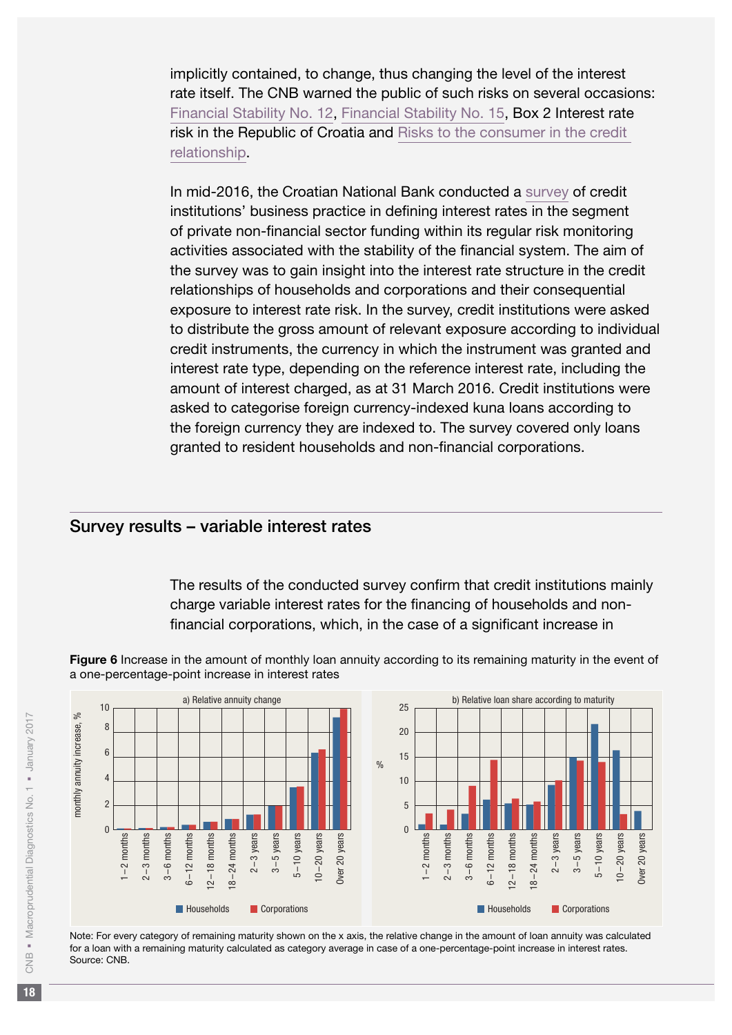implicitly contained, to change, thus changing the level of the interest rate itself. The CNB warned the public of such risks on several occasions: Financial Stability No. 12, Financial Stability No. 15, Box 2 Interest rate risk in the Republic of Croatia and Risks to the consumer in the credit relationship.

In mid-2016, the Croatian National Bank conducted a survey of credit institutions' business practice in defining interest rates in the segment of private non-financial sector funding within its regular risk monitoring activities associated with the stability of the financial system. The aim of the survey was to gain insight into the interest rate structure in the credit relationships of households and corporations and their consequential exposure to interest rate risk. In the survey, credit institutions were asked to distribute the gross amount of relevant exposure according to individual credit instruments, the currency in which the instrument was granted and interest rate type, depending on the reference interest rate, including the amount of interest charged, as at 31 March 2016. Credit institutions were asked to categorise foreign currency-indexed kuna loans according to the foreign currency they are indexed to. The survey covered only loans granted to resident households and non-financial corporations.

## Survey results – variable interest rates

The results of the conducted survey confirm that credit institutions mainly charge variable interest rates for the financing of households and non-financial corporations, which, in the case of a significant increase in

**Figure 6** Increase in the amount of monthly loan annuity according to its remaining maturity in the event of a one-percentage-point increase in interest rates

Note: For every category of remaining maturity shown on the x axis, the relative change in the amount of loan annuity was calculated for a loan with a remaining maturity calculated as category average in case of a one-percentage-point increase in interest rates.
Source: CNB.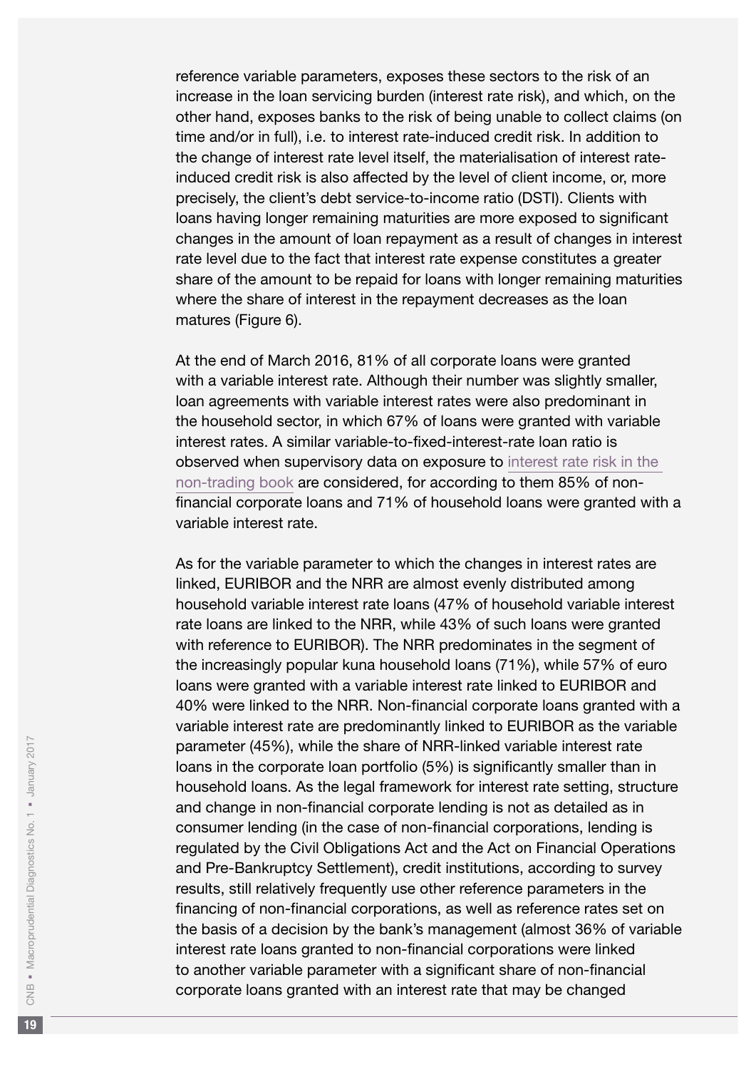reference variable parameters, exposes these sectors to the risk of an increase in the loan servicing burden (interest rate risk), and which, on the other hand, exposes banks to the risk of being unable to collect claims (on time and/or in full), i.e. to interest rate-induced credit risk. In addition to the change of interest rate level itself, the materialisation of interest rate-induced credit risk is also affected by the level of client income, or, more precisely, the client's debt service-to-income ratio (DSTI). Clients with loans having longer remaining maturities are more exposed to significant changes in the amount of loan repayment as a result of changes in interest rate level due to the fact that interest rate expense constitutes a greater share of the amount to be repaid for loans with longer remaining maturities where the share of interest in the repayment decreases as the loan matures (Figure 6).

At the end of March 2016, 81% of all corporate loans were granted with a variable interest rate. Although their number was slightly smaller, loan agreements with variable interest rates were also predominant in the household sector, in which 67% of loans were granted with variable interest rates. A similar variable-to-fixed-interest-rate loan ratio is observed when supervisory data on exposure to interest rate risk in the non-trading book are considered, for according to them 85% of non-financial corporate loans and 71% of household loans were granted with a variable interest rate.

As for the variable parameter to which the changes in interest rates are linked, EURIBOR and the NRR are almost evenly distributed among household variable interest rate loans (47% of household variable interest rate loans are linked to the NRR, while 43% of such loans were granted with reference to EURIBOR). The NRR predominates in the segment of the increasingly popular kuna household loans (71%), while 57% of euro loans were granted with a variable interest rate linked to EURIBOR and 40% were linked to the NRR. Non-financial corporate loans granted with a variable interest rate are predominantly linked to EURIBOR as the variable parameter (45%), while the share of NRR-linked variable interest rate loans in the corporate loan portfolio (5%) is significantly smaller than in household loans. As the legal framework for interest rate setting, structure and change in non-financial corporate lending is not as detailed as in consumer lending (in the case of non-financial corporations, lending is regulated by the Civil Obligations Act and the Act on Financial Operations and Pre-Bankruptcy Settlement), credit institutions, according to survey results, still relatively frequently use other reference parameters in the financing of non-financial corporations, as well as reference rates set on the basis of a decision by the bank's management (almost 36% of variable interest rate loans granted to non-financial corporations were linked to another variable parameter with a significant share of non-financial corporate loans granted with an interest rate that may be changed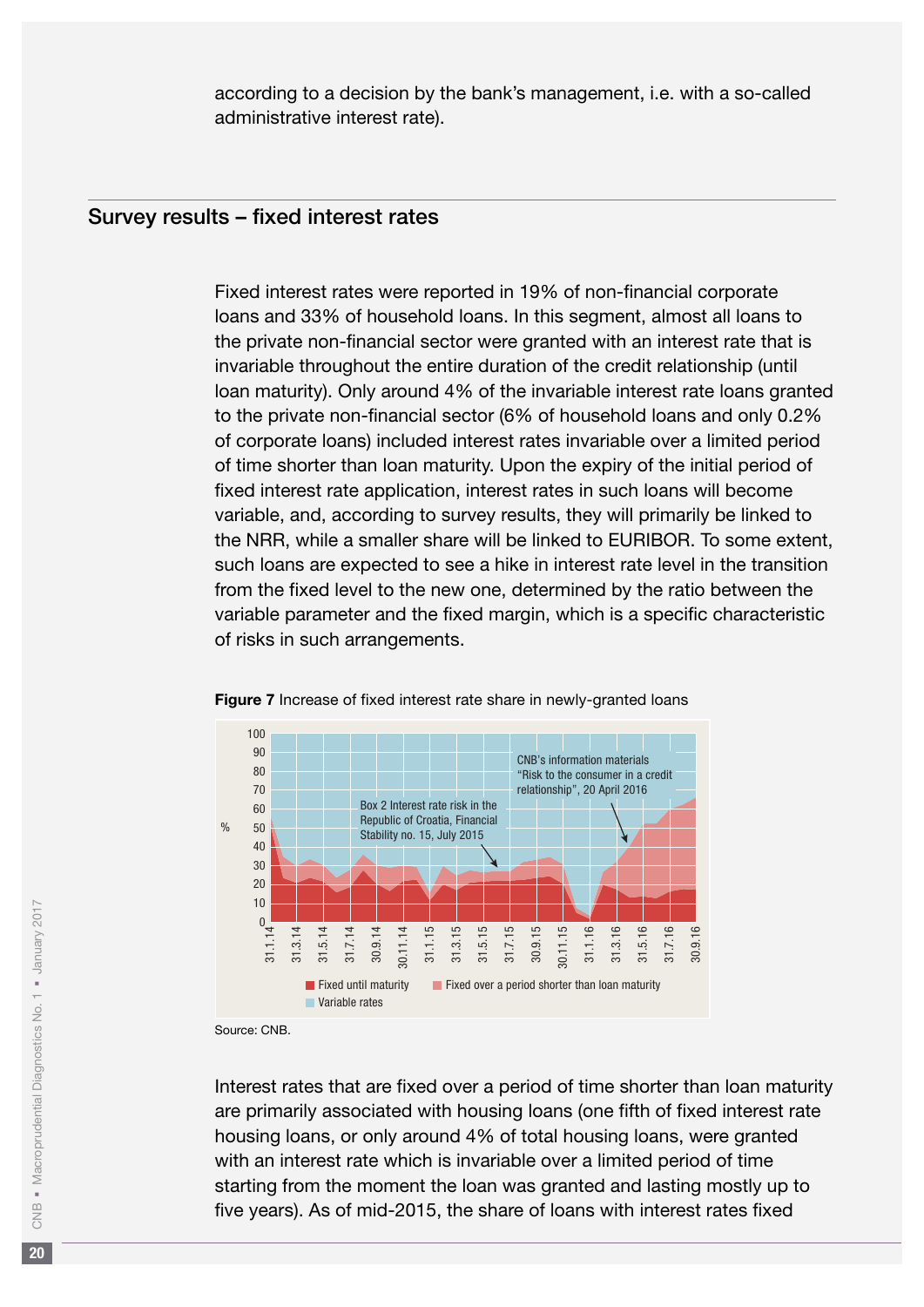according to a decision by the bank's management, i.e. with a so-called administrative interest rate).

## Survey results – fixed interest rates

Fixed interest rates were reported in 19% of non-financial corporate loans and 33% of household loans. In this segment, almost all loans to the private non-financial sector were granted with an interest rate that is invariable throughout the entire duration of the credit relationship (until loan maturity). Only around 4% of the invariable interest rate loans granted to the private non-financial sector (6% of household loans and only 0.2% of corporate loans) included interest rates invariable over a limited period of time shorter than loan maturity. Upon the expiry of the initial period of fixed interest rate application, interest rates in such loans will become variable, and, according to survey results, they will primarily be linked to the NRR, while a smaller share will be linked to EURIBOR. To some extent, such loans are expected to see a hike in interest rate level in the transition from the fixed level to the new one, determined by the ratio between the variable parameter and the fixed margin, which is a specific characteristic of risks in such arrangements.

**Figure 7** Increase of fixed interest rate share in newly-granted loans

Source: CNB.

Interest rates that are fixed over a period of time shorter than loan maturity are primarily associated with housing loans (one fifth of fixed interest rate housing loans, or only around 4% of total housing loans, were granted with an interest rate which is invariable over a limited period of time starting from the moment the loan was granted and lasting mostly up to five years). As of mid-2015, the share of loans with interest rates fixed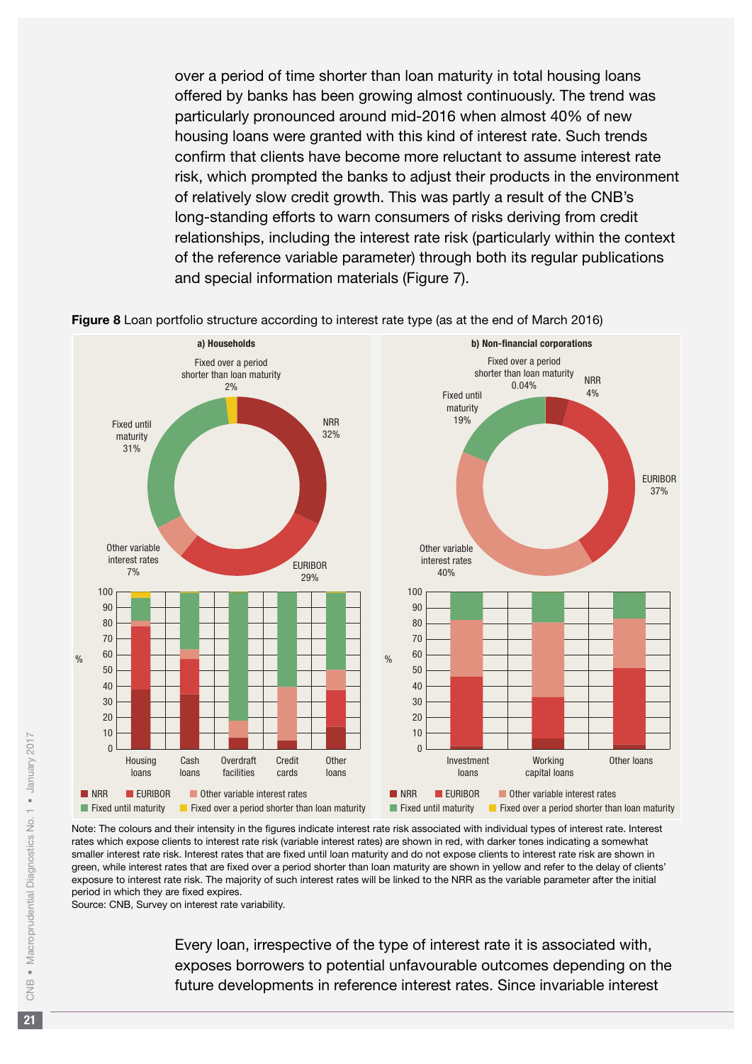over a period of time shorter than loan maturity in total housing loans offered by banks has been growing almost continuously. The trend was particularly pronounced around mid-2016 when almost 40% of new housing loans were granted with this kind of interest rate. Such trends confirm that clients have become more reluctant to assume interest rate risk, which prompted the banks to adjust their products in the environment of relatively slow credit growth. This was partly a result of the CNB's long-standing efforts to warn consumers of risks deriving from credit relationships, including the interest rate risk (particularly within the context of the reference variable parameter) through both its regular publications and special information materials (Figure 7).

**Figure 8** Loan portfolio structure according to interest rate type (as at the end of March 2016)

Note: The colours and their intensity in the figures indicate interest rate risk associated with individual types of interest rate. Interest rates which expose clients to interest rate risk (variable interest rates) are shown in red, with darker tones indicating a somewhat smaller interest rate risk. Interest rates that are fixed until loan maturity and do not expose clients to interest rate risk are shown in green, while interest rates that are fixed over a period shorter than loan maturity are shown in yellow and refer to the delay of clients' exposure to interest rate risk. The majority of such interest rates will be linked to the NRR as the variable parameter after the initial period in which they are fixed expires.
Source: CNB, Survey on interest rate variability.

Every loan, irrespective of the type of interest rate it is associated with, exposes borrowers to potential unfavourable outcomes depending on the future developments in reference interest rates. Since invariable interest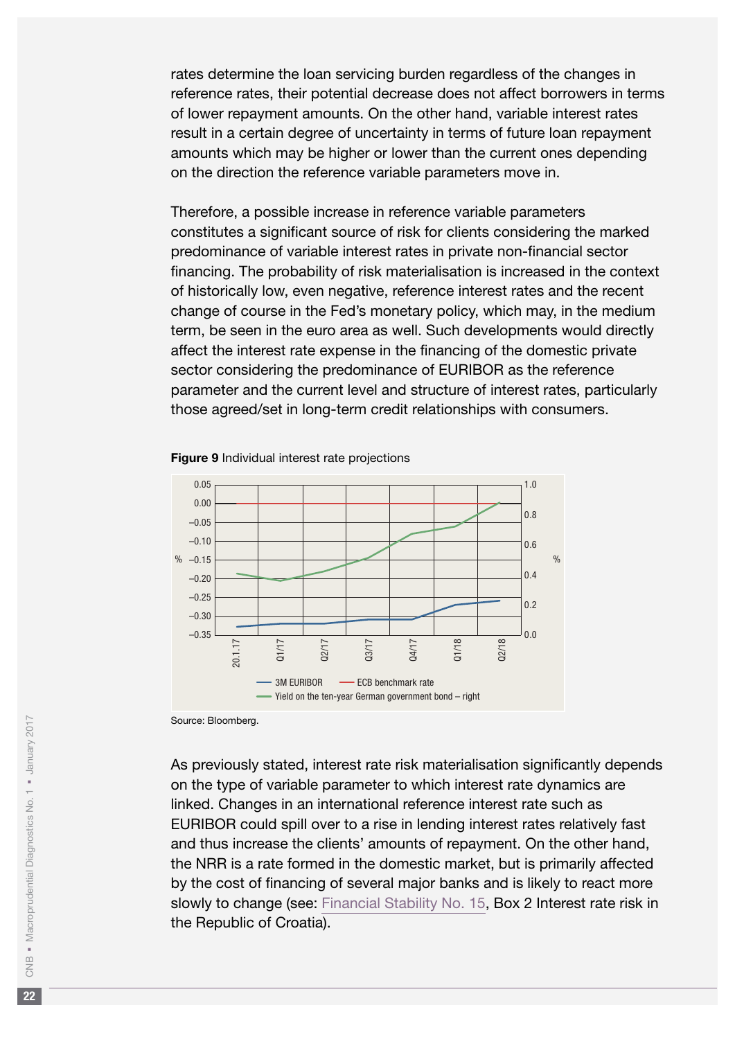rates determine the loan servicing burden regardless of the changes in reference rates, their potential decrease does not affect borrowers in terms of lower repayment amounts. On the other hand, variable interest rates result in a certain degree of uncertainty in terms of future loan repayment amounts which may be higher or lower than the current ones depending on the direction the reference variable parameters move in.

Therefore, a possible increase in reference variable parameters constitutes a significant source of risk for clients considering the marked predominance of variable interest rates in private non-financial sector financing. The probability of risk materialisation is increased in the context of historically low, even negative, reference interest rates and the recent change of course in the Fed's monetary policy, which may, in the medium term, be seen in the euro area as well. Such developments would directly affect the interest rate expense in the financing of the domestic private sector considering the predominance of EURIBOR as the reference parameter and the current level and structure of interest rates, particularly those agreed/set in long-term credit relationships with consumers.

**Figure 9** Individual interest rate projections

Source: Bloomberg.

As previously stated, interest rate risk materialisation significantly depends on the type of variable parameter to which interest rate dynamics are linked. Changes in an international reference interest rate such as EURIBOR could spill over to a rise in lending interest rates relatively fast and thus increase the clients' amounts of repayment. On the other hand, the NRR is a rate formed in the domestic market, but is primarily affected by the cost of financing of several major banks and is likely to react more slowly to change (see: Financial Stability No. 15, Box 2 Interest rate risk in the Republic of Croatia).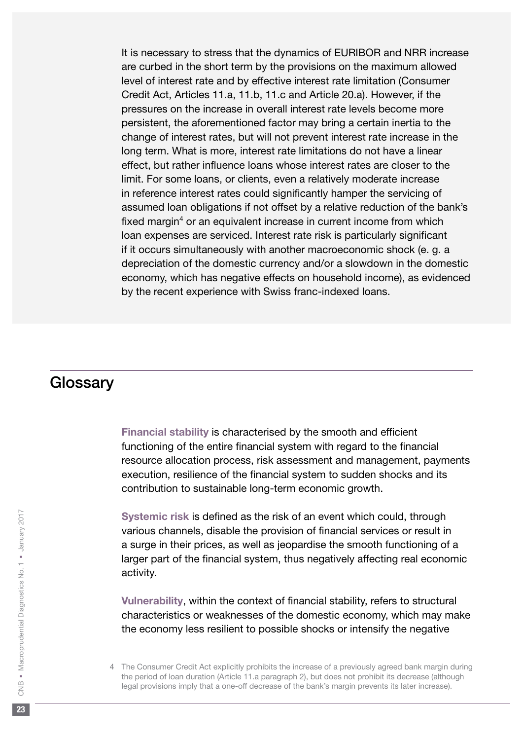It is necessary to stress that the dynamics of EURIBOR and NRR increase are curbed in the short term by the provisions on the maximum allowed level of interest rate and by effective interest rate limitation (Consumer Credit Act, Articles 11.a, 11.b, 11.c and Article 20.a). However, if the pressures on the increase in overall interest rate levels become more persistent, the aforementioned factor may bring a certain inertia to the change of interest rates, but will not prevent interest rate increase in the long term. What is more, interest rate limitations do not have a linear effect, but rather influence loans whose interest rates are closer to the limit. For some loans, or clients, even a relatively moderate increase in reference interest rates could significantly hamper the servicing of assumed loan obligations if not offset by a relative reduction of the bank's fixed margin[4] or an equivalent increase in current income from which loan expenses are serviced. Interest rate risk is particularly significant if it occurs simultaneously with another macroeconomic shock (e. g. a depreciation of the domestic currency and/or a slowdown in the domestic economy, which has negative effects on household income), as evidenced by the recent experience with Swiss franc-indexed loans.

## Glossary

**Financial stability** is characterised by the smooth and efficient functioning of the entire financial system with regard to the financial resource allocation process, risk assessment and management, payments execution, resilience of the financial system to sudden shocks and its contribution to sustainable long-term economic growth.

**Systemic risk** is defined as the risk of an event which could, through various channels, disable the provision of financial services or result in a surge in their prices, as well as jeopardise the smooth functioning of a larger part of the financial system, thus negatively affecting real economic activity.

**Vulnerability**, within the context of financial stability, refers to structural characteristics or weaknesses of the domestic economy, which may make the economy less resilient to possible shocks or intensify the negative

4 The Consumer Credit Act explicitly prohibits the increase of a previously agreed bank margin during the period of loan duration (Article 11.a paragraph 2), but does not prohibit its decrease (although legal provisions imply that a one-off decrease of the bank's margin prevents its later increase).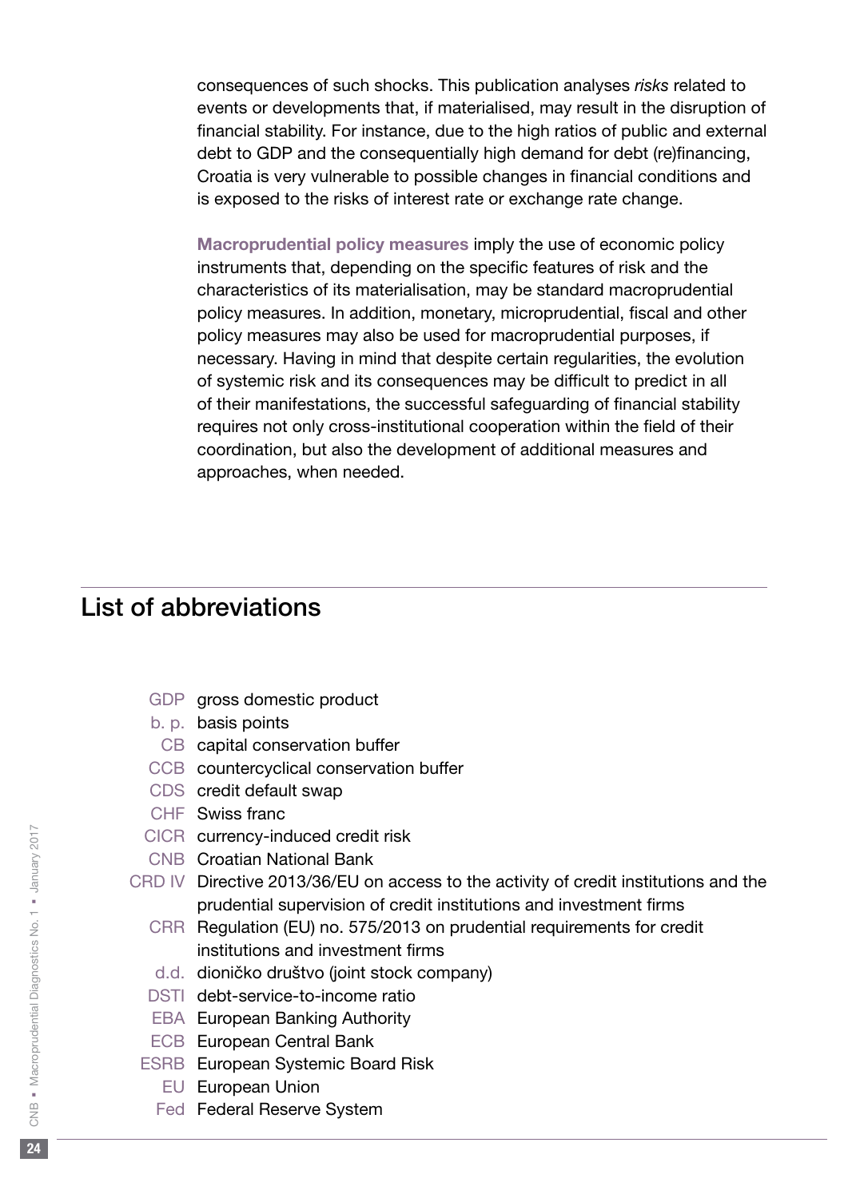consequences of such shocks. This publication analyses *risks* related to events or developments that, if materialised, may result in the disruption of financial stability. For instance, due to the high ratios of public and external debt to GDP and the consequentially high demand for debt (re)financing, Croatia is very vulnerable to possible changes in financial conditions and is exposed to the risks of interest rate or exchange rate change.

**Macroprudential policy measures** imply the use of economic policy instruments that, depending on the specific features of risk and the characteristics of its materialisation, may be standard macroprudential policy measures. In addition, monetary, microprudential, fiscal and other policy measures may also be used for macroprudential purposes, if necessary. Having in mind that despite certain regularities, the evolution of systemic risk and its consequences may be difficult to predict in all of their manifestations, the successful safeguarding of financial stability requires not only cross-institutional cooperation within the field of their coordination, but also the development of additional measures and approaches, when needed.

## List of abbreviations

GDP gross domestic product
b. p. basis points
CB capital conservation buffer
CCB countercyclical conservation buffer
CDS credit default swap
CHF Swiss franc
CICR currency-induced credit risk
CNB Croatian National Bank
CRD IV Directive 2013/36/EU on access to the activity of credit institutions and the prudential supervision of credit institutions and investment firms
CRR Regulation (EU) no. 575/2013 on prudential requirements for credit institutions and investment firms
d.d. dioničko društvo (joint stock company)
DSTI debt-service-to-income ratio
EBA European Banking Authority
ECB European Central Bank
ESRB European Systemic Board Risk
EU European Union
Fed Federal Reserve System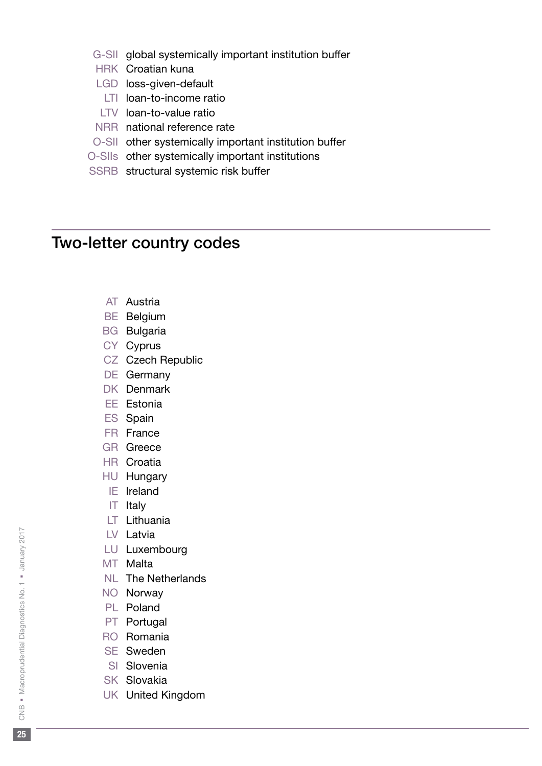G-SII global systemically important institution buffer
HRK Croatian kuna
LGD loss-given-default
LTI loan-to-income ratio
LTV loan-to-value ratio
NRR national reference rate
O-SII other systemically important institution buffer
O-SIIs other systemically important institutions
SSRB structural systemic risk buffer

## Two-letter country codes

AT Austria
BE Belgium
BG Bulgaria
CY Cyprus
CZ Czech Republic
DE Germany
DK Denmark
EE Estonia
ES Spain
FR France
GR Greece
HR Croatia
HU Hungary
IE Ireland
IT Italy
LT Lithuania
LV Latvia
LU Luxembourg
MT Malta
NL The Netherlands
NO Norway
PL Poland
PT Portugal
RO Romania
SE Sweden
SI Slovenia
SK Slovakia
UK United Kingdom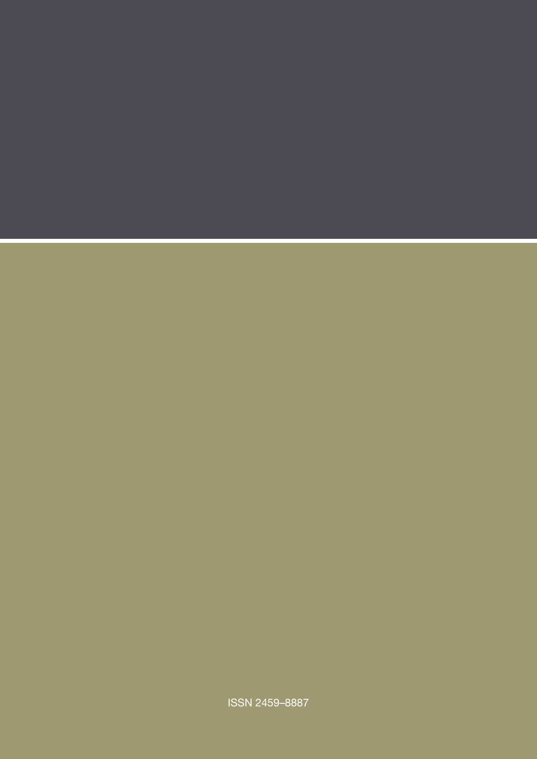ISSN 2459–8887